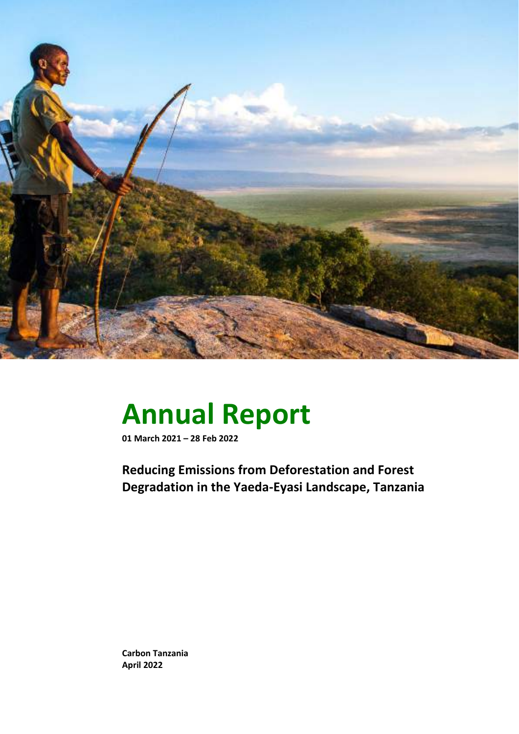# Annual Report

**01 March 2021 – 28 Feb 2022**

## Reducing Emissions from Deforestation and Forest Degradation in the Yaeda-Eyasi Landscape, Tanzania

**Carbon Tanzania**
**April 2022**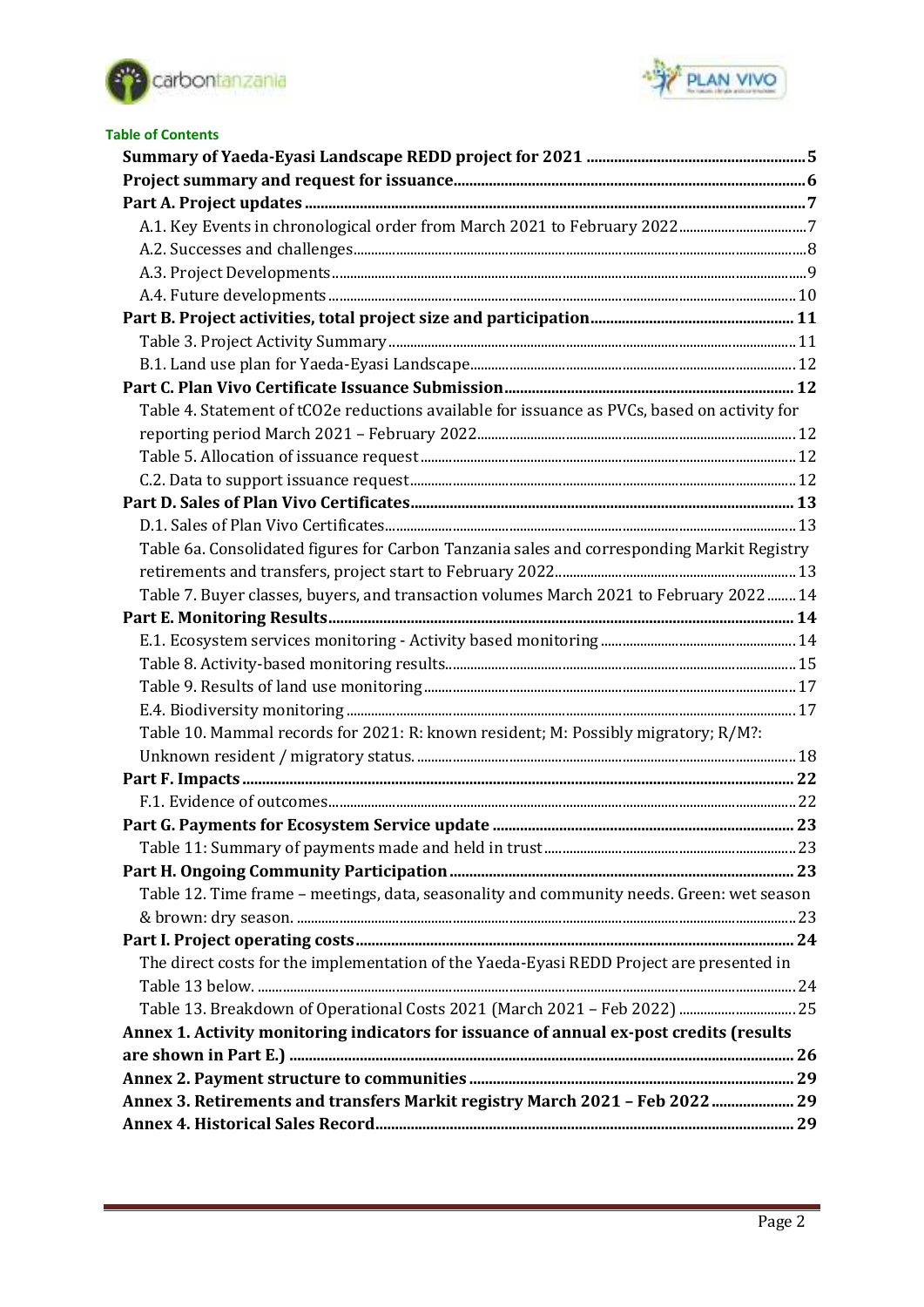**Table of Contents**

**Summary of Yaeda-Eyasi Landscape REDD project for 2021** ........ 5

**Project summary and request for issuance** ........ 6

**Part A. Project updates** ........ 7

- A.1. Key Events in chronological order from March 2021 to February 2022 ........ 7
- A.2. Successes and challenges ........ 8
- A.3. Project Developments ........ 9
- A.4. Future developments ........ 10

**Part B. Project activities, total project size and participation** ........ 11

- Table 3. Project Activity Summary ........ 11
- B.1. Land use plan for Yaeda-Eyasi Landscape ........ 12

**Part C. Plan Vivo Certificate Issuance Submission** ........ 12

- Table 4. Statement of tCO2e reductions available for issuance as PVCs, based on activity for reporting period March 2021 – February 2022 ........ 12
- Table 5. Allocation of issuance request ........ 12
- C.2. Data to support issuance request ........ 12

**Part D. Sales of Plan Vivo Certificates** ........ 13

- D.1. Sales of Plan Vivo Certificates ........ 13
- Table 6a. Consolidated figures for Carbon Tanzania sales and corresponding Markit Registry retirements and transfers, project start to February 2022 ........ 13
- Table 7. Buyer classes, buyers, and transaction volumes March 2021 to February 2022 ........ 14

**Part E. Monitoring Results** ........ 14

- E.1. Ecosystem services monitoring - Activity based monitoring ........ 14
- Table 8. Activity-based monitoring results ........ 15
- Table 9. Results of land use monitoring ........ 17
- E.4. Biodiversity monitoring ........ 17
- Table 10. Mammal records for 2021: R: known resident; M: Possibly migratory; R/M?: Unknown resident / migratory status. ........ 18

**Part F. Impacts** ........ 22

- F.1. Evidence of outcomes ........ 22

**Part G. Payments for Ecosystem Service update** ........ 23

- Table 11: Summary of payments made and held in trust ........ 23

**Part H. Ongoing Community Participation** ........ 23

- Table 12. Time frame – meetings, data, seasonality and community needs. Green: wet season & brown: dry season. ........ 23

**Part I. Project operating costs** ........ 24

- The direct costs for the implementation of the Yaeda-Eyasi REDD Project are presented in Table 13 below. ........ 24
- Table 13. Breakdown of Operational Costs 2021 (March 2021 – Feb 2022) ........ 25

**Annex 1. Activity monitoring indicators for issuance of annual ex-post credits (results are shown in Part E.)** ........ 26

**Annex 2. Payment structure to communities** ........ 29

**Annex 3. Retirements and transfers Markit registry March 2021 – Feb 2022** ........ 29

**Annex 4. Historical Sales Record** ........ 29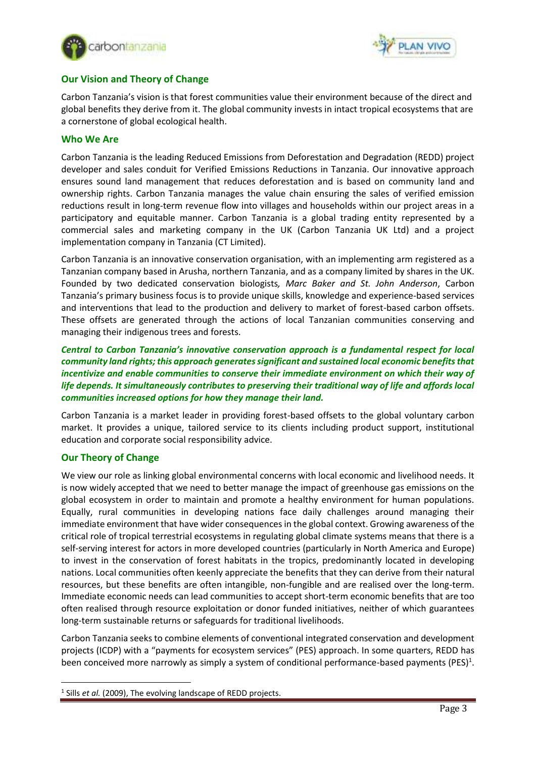## Our Vision and Theory of Change

Carbon Tanzania's vision is that forest communities value their environment because of the direct and global benefits they derive from it. The global community invests in intact tropical ecosystems that are a cornerstone of global ecological health.

## Who We Are

Carbon Tanzania is the leading Reduced Emissions from Deforestation and Degradation (REDD) project developer and sales conduit for Verified Emissions Reductions in Tanzania. Our innovative approach ensures sound land management that reduces deforestation and is based on community land and ownership rights. Carbon Tanzania manages the value chain ensuring the sales of verified emission reductions result in long-term revenue flow into villages and households within our project areas in a participatory and equitable manner. Carbon Tanzania is a global trading entity represented by a commercial sales and marketing company in the UK (Carbon Tanzania UK Ltd) and a project implementation company in Tanzania (CT Limited).

Carbon Tanzania is an innovative conservation organisation, with an implementing arm registered as a Tanzanian company based in Arusha, northern Tanzania, and as a company limited by shares in the UK. Founded by two dedicated conservation biologists*, Marc Baker and St. John Anderson*, Carbon Tanzania's primary business focus is to provide unique skills, knowledge and experience-based services and interventions that lead to the production and delivery to market of forest-based carbon offsets. These offsets are generated through the actions of local Tanzanian communities conserving and managing their indigenous trees and forests.

***Central to Carbon Tanzania's innovative conservation approach is a fundamental respect for local community land rights; this approach generates significant and sustained local economic benefits that incentivize and enable communities to conserve their immediate environment on which their way of life depends. It simultaneously contributes to preserving their traditional way of life and affords local communities increased options for how they manage their land.***

Carbon Tanzania is a market leader in providing forest-based offsets to the global voluntary carbon market. It provides a unique, tailored service to its clients including product support, institutional education and corporate social responsibility advice.

## Our Theory of Change

We view our role as linking global environmental concerns with local economic and livelihood needs. It is now widely accepted that we need to better manage the impact of greenhouse gas emissions on the global ecosystem in order to maintain and promote a healthy environment for human populations. Equally, rural communities in developing nations face daily challenges around managing their immediate environment that have wider consequences in the global context. Growing awareness of the critical role of tropical terrestrial ecosystems in regulating global climate systems means that there is a self-serving interest for actors in more developed countries (particularly in North America and Europe) to invest in the conservation of forest habitats in the tropics, predominantly located in developing nations. Local communities often keenly appreciate the benefits that they can derive from their natural resources, but these benefits are often intangible, non-fungible and are realised over the long-term. Immediate economic needs can lead communities to accept short-term economic benefits that are too often realised through resource exploitation or donor funded initiatives, neither of which guarantees long-term sustainable returns or safeguards for traditional livelihoods.

Carbon Tanzania seeks to combine elements of conventional integrated conservation and development projects (ICDP) with a "payments for ecosystem services" (PES) approach. In some quarters, REDD has been conceived more narrowly as simply a system of conditional performance-based payments (PES)[1].

[1] Sills *et al.* (2009), The evolving landscape of REDD projects.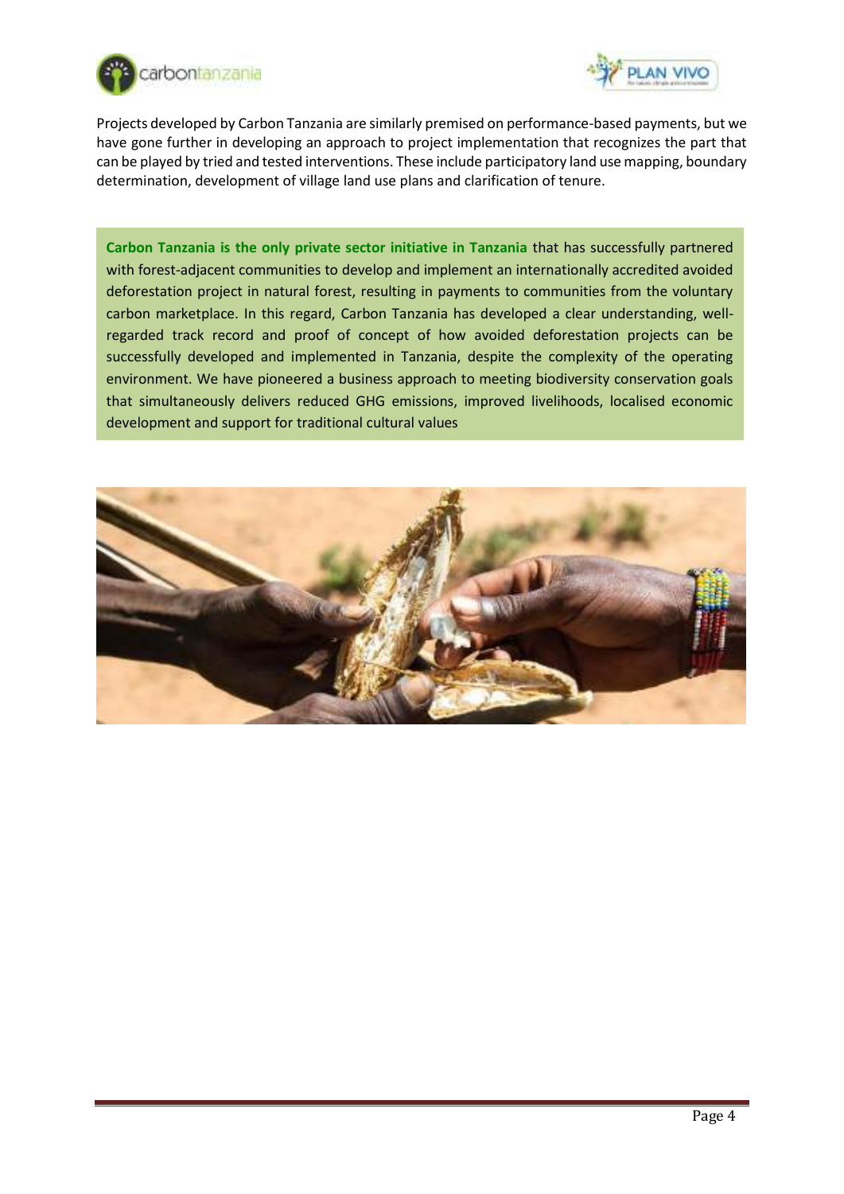Projects developed by Carbon Tanzania are similarly premised on performance-based payments, but we have gone further in developing an approach to project implementation that recognizes the part that can be played by tried and tested interventions. These include participatory land use mapping, boundary determination, development of village land use plans and clarification of tenure.

**Carbon Tanzania is the only private sector initiative in Tanzania** that has successfully partnered with forest-adjacent communities to develop and implement an internationally accredited avoided deforestation project in natural forest, resulting in payments to communities from the voluntary carbon marketplace. In this regard, Carbon Tanzania has developed a clear understanding, well-regarded track record and proof of concept of how avoided deforestation projects can be successfully developed and implemented in Tanzania, despite the complexity of the operating environment. We have pioneered a business approach to meeting biodiversity conservation goals that simultaneously delivers reduced GHG emissions, improved livelihoods, localised economic development and support for traditional cultural values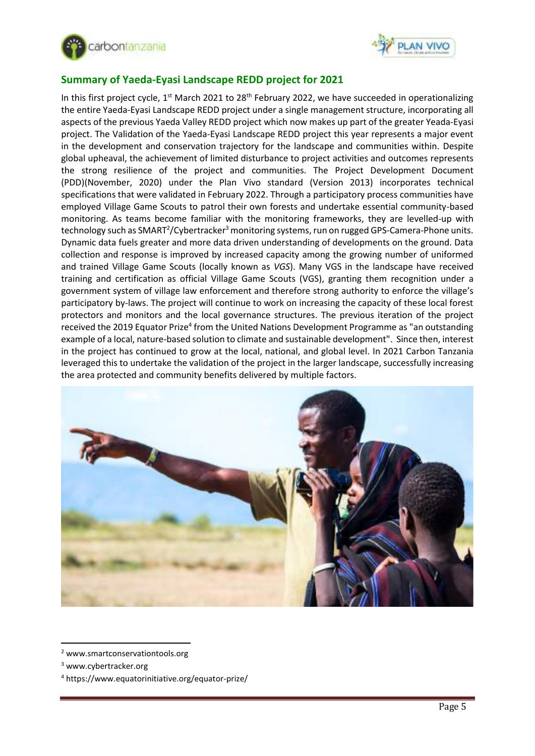## Summary of Yaeda-Eyasi Landscape REDD project for 2021

In this first project cycle, 1st March 2021 to 28th February 2022, we have succeeded in operationalizing the entire Yaeda-Eyasi Landscape REDD project under a single management structure, incorporating all aspects of the previous Yaeda Valley REDD project which now makes up part of the greater Yeada-Eyasi project. The Validation of the Yaeda-Eyasi Landscape REDD project this year represents a major event in the development and conservation trajectory for the landscape and communities within. Despite global upheaval, the achievement of limited disturbance to project activities and outcomes represents the strong resilience of the project and communities. The Project Development Document (PDD)(November, 2020) under the Plan Vivo standard (Version 2013) incorporates technical specifications that were validated in February 2022. Through a participatory process communities have employed Village Game Scouts to patrol their own forests and undertake essential community-based monitoring. As teams become familiar with the monitoring frameworks, they are levelled-up with technology such as SMART[2]/Cybertracker[3] monitoring systems, run on rugged GPS-Camera-Phone units. Dynamic data fuels greater and more data driven understanding of developments on the ground. Data collection and response is improved by increased capacity among the growing number of uniformed and trained Village Game Scouts (locally known as *VGS*). Many VGS in the landscape have received training and certification as official Village Game Scouts (VGS), granting them recognition under a government system of village law enforcement and therefore strong authority to enforce the village's participatory by-laws. The project will continue to work on increasing the capacity of these local forest protectors and monitors and the local governance structures. The previous iteration of the project received the 2019 Equator Prize[4] from the United Nations Development Programme as "an outstanding example of a local, nature-based solution to climate and sustainable development". Since then, interest in the project has continued to grow at the local, national, and global level. In 2021 Carbon Tanzania leveraged this to undertake the validation of the project in the larger landscape, successfully increasing the area protected and community benefits delivered by multiple factors.

[2] www.smartconservationtools.org

[3] www.cybertracker.org

[4] https://www.equatorinitiative.org/equator-prize/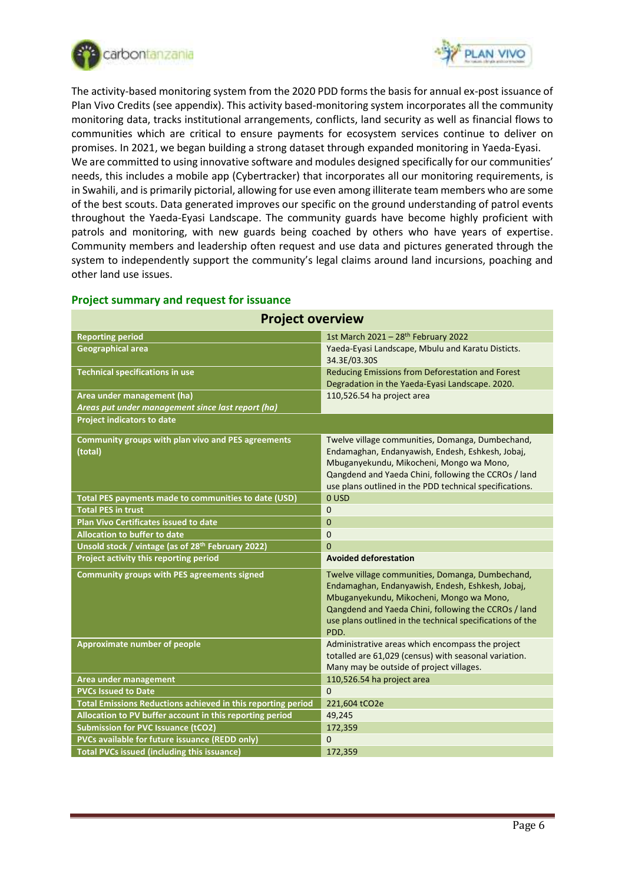The activity-based monitoring system from the 2020 PDD forms the basis for annual ex-post issuance of Plan Vivo Credits (see appendix). This activity based-monitoring system incorporates all the community monitoring data, tracks institutional arrangements, conflicts, land security as well as financial flows to communities which are critical to ensure payments for ecosystem services continue to deliver on promises. In 2021, we began building a strong dataset through expanded monitoring in Yaeda-Eyasi.

We are committed to using innovative software and modules designed specifically for our communities' needs, this includes a mobile app (Cybertracker) that incorporates all our monitoring requirements, is in Swahili, and is primarily pictorial, allowing for use even among illiterate team members who are some of the best scouts. Data generated improves our specific on the ground understanding of patrol events throughout the Yaeda-Eyasi Landscape. The community guards have become highly proficient with patrols and monitoring, with new guards being coached by others who have years of expertise. Community members and leadership often request and use data and pictures generated through the system to independently support the community's legal claims around land incursions, poaching and other land use issues.

## Project summary and request for issuance

| Project overview | |
|---|---|
| **Reporting period** | 1st March 2021 – 28th February 2022 |
| **Geographical area** | Yaeda-Eyasi Landscape, Mbulu and Karatu Dictricts. 34.3E/03.30S |
| **Technical specifications in use** | Reducing Emissions from Deforestation and Forest Degradation in the Yaeda-Eyasi Landscape. 2020. |
| **Area under management (ha)** *Areas put under management since last report (ha)* | 110,526.54 ha project area |
| **Project indicators to date** | |
| **Community groups with plan vivo and PES agreements (total)** | Twelve village communities, Domanga, Dumbechand, Endamaghan, Endanyawish, Endesh, Eshkesh, Jobaj, Mbuganyekundu, Mikocheni, Mongo wa Mono, Qangdend and Yaeda Chini, following the CCROs / land use plans outlined in the PDD technical specifications. |
| **Total PES payments made to communities to date (USD)** | 0 USD |
| **Total PES in trust** | 0 |
| **Plan Vivo Certificates issued to date** | 0 |
| **Allocation to buffer to date** | 0 |
| **Unsold stock / vintage (as of 28th February 2022)** | 0 |
| **Project activity this reporting period** | **Avoided deforestation** |
| **Community groups with PES agreements signed** | Twelve village communities, Domanga, Dumbechand, Endamaghan, Endanyawish, Endesh, Eshkesh, Jobaj, Mbuganyekundu, Mikocheni, Mongo wa Mono, Qangdend and Yaeda Chini, following the CCROs / land use plans outlined in the technical specifications of the PDD. |
| **Approximate number of people** | Administrative areas which encompass the project totalled are 61,029 (census) with seasonal variation. Many may be outside of project villages. |
| **Area under management** | 110,526.54 ha project area |
| **PVCs Issued to Date** | 0 |
| **Total Emissions Reductions achieved in this reporting period** | 221,604 tCO2e |
| **Allocation to PV buffer account in this reporting period** | 49,245 |
| **Submission for PVC Issuance (tCO2)** | 172,359 |
| **PVCs available for future issuance (REDD only)** | 0 |
| **Total PVCs issued (including this issuance)** | 172,359 |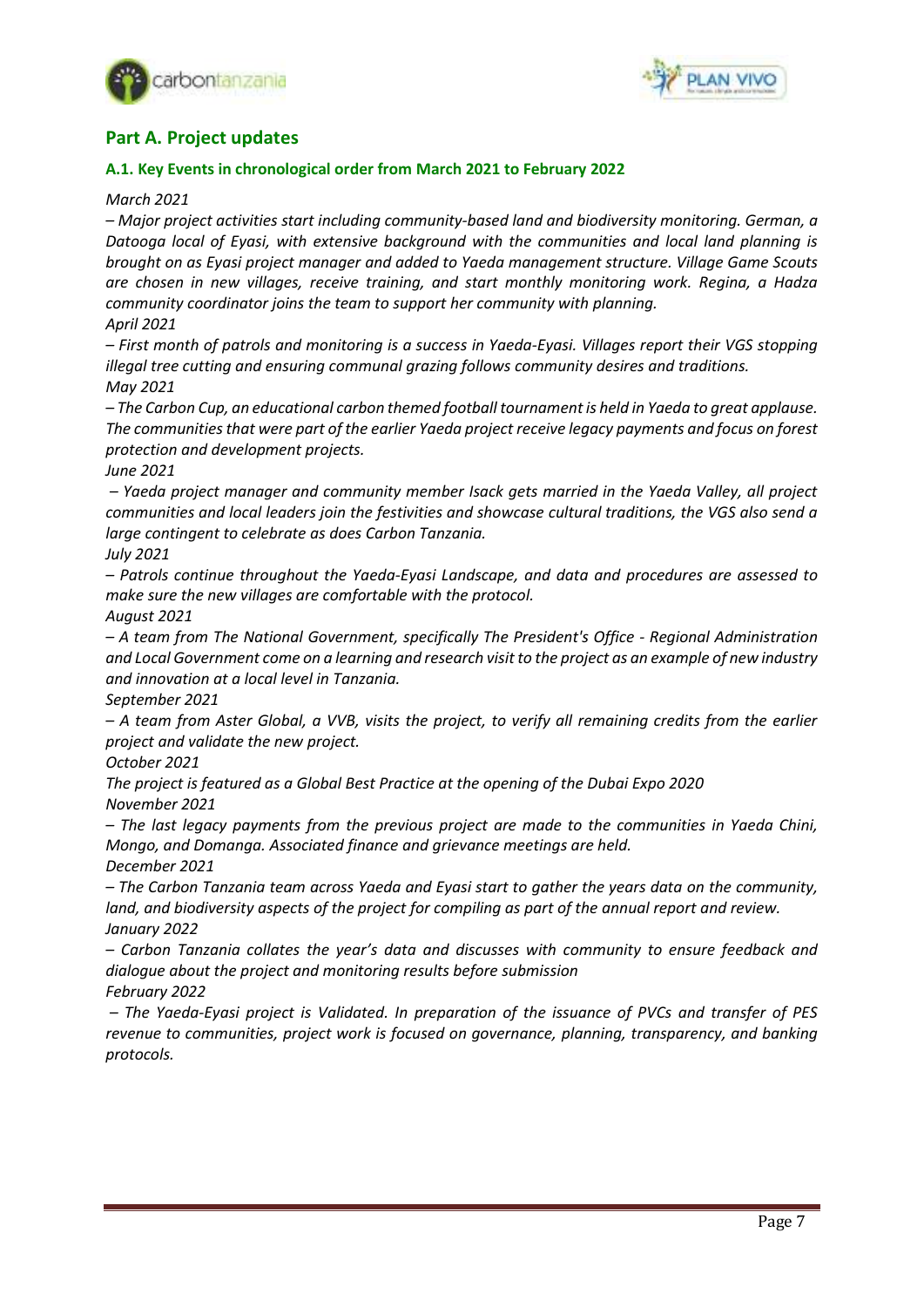## Part A. Project updates

### A.1. Key Events in chronological order from March 2021 to February 2022

*March 2021*

*– Major project activities start including community-based land and biodiversity monitoring. German, a Datooga local of Eyasi, with extensive background with the communities and local land planning is brought on as Eyasi project manager and added to Yaeda management structure. Village Game Scouts are chosen in new villages, receive training, and start monthly monitoring work. Regina, a Hadza community coordinator joins the team to support her community with planning.*

*April 2021*

*– First month of patrols and monitoring is a success in Yaeda-Eyasi. Villages report their VGS stopping illegal tree cutting and ensuring communal grazing follows community desires and traditions.*

*May 2021*

*– The Carbon Cup, an educational carbon themed football tournament is held in Yaeda to great applause. The communities that were part of the earlier Yaeda project receive legacy payments and focus on forest protection and development projects.*

*June 2021*

*– Yaeda project manager and community member Isack gets married in the Yaeda Valley, all project communities and local leaders join the festivities and showcase cultural traditions, the VGS also send a large contingent to celebrate as does Carbon Tanzania.*

*July 2021*

*– Patrols continue throughout the Yaeda-Eyasi Landscape, and data and procedures are assessed to make sure the new villages are comfortable with the protocol.*

*August 2021*

*– A team from The National Government, specifically The President's Office - Regional Administration and Local Government come on a learning and research visit to the project as an example of new industry and innovation at a local level in Tanzania.*

*September 2021*

*– A team from Aster Global, a VVB, visits the project, to verify all remaining credits from the earlier project and validate the new project.*

*October 2021*

*The project is featured as a Global Best Practice at the opening of the Dubai Expo 2020*

*November 2021*

*– The last legacy payments from the previous project are made to the communities in Yaeda Chini, Mongo, and Domanga. Associated finance and grievance meetings are held.*

*December 2021*

*– The Carbon Tanzania team across Yaeda and Eyasi start to gather the years data on the community, land, and biodiversity aspects of the project for compiling as part of the annual report and review.*

*January 2022*

*– Carbon Tanzania collates the year's data and discusses with community to ensure feedback and dialogue about the project and monitoring results before submission*

*February 2022*

*– The Yaeda-Eyasi project is Validated. In preparation of the issuance of PVCs and transfer of PES revenue to communities, project work is focused on governance, planning, transparency, and banking protocols.*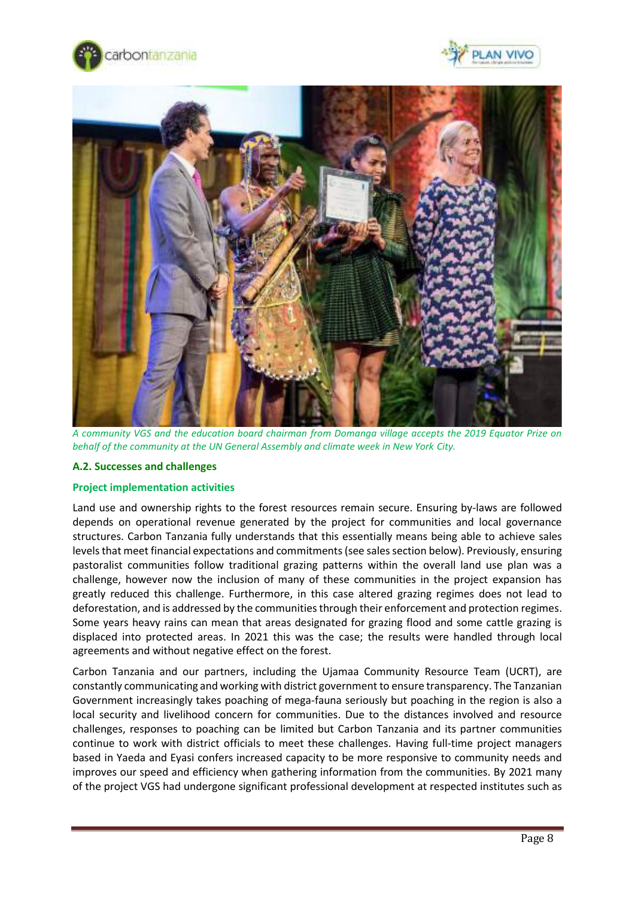*A community VGS and the education board chairman from Domanga village accepts the 2019 Equator Prize on behalf of the community at the UN General Assembly and climate week in New York City.*

### A.2. Successes and challenges

#### Project implementation activities

Land use and ownership rights to the forest resources remain secure. Ensuring by-laws are followed depends on operational revenue generated by the project for communities and local governance structures. Carbon Tanzania fully understands that this essentially means being able to achieve sales levels that meet financial expectations and commitments (see sales section below). Previously, ensuring pastoralist communities follow traditional grazing patterns within the overall land use plan was a challenge, however now the inclusion of many of these communities in the project expansion has greatly reduced this challenge. Furthermore, in this case altered grazing regimes does not lead to deforestation, and is addressed by the communities through their enforcement and protection regimes. Some years heavy rains can mean that areas designated for grazing flood and some cattle grazing is displaced into protected areas. In 2021 this was the case; the results were handled through local agreements and without negative effect on the forest.

Carbon Tanzania and our partners, including the Ujamaa Community Resource Team (UCRT), are constantly communicating and working with district government to ensure transparency. The Tanzanian Government increasingly takes poaching of mega-fauna seriously but poaching in the region is also a local security and livelihood concern for communities. Due to the distances involved and resource challenges, responses to poaching can be limited but Carbon Tanzania and its partner communities continue to work with district officials to meet these challenges. Having full-time project managers based in Yaeda and Eyasi confers increased capacity to be more responsive to community needs and improves our speed and efficiency when gathering information from the communities. By 2021 many of the project VGS had undergone significant professional development at respected institutes such as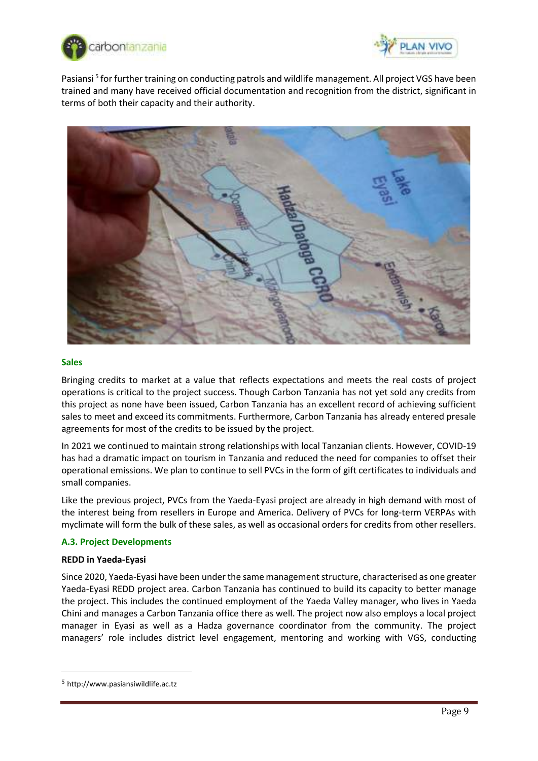Pasiansi[5] for further training on conducting patrols and wildlife management. All project VGS have been trained and many have received official documentation and recognition from the district, significant in terms of both their capacity and their authority.

### Sales

Bringing credits to market at a value that reflects expectations and meets the real costs of project operations is critical to the project success. Though Carbon Tanzania has not yet sold any credits from this project as none have been issued, Carbon Tanzania has an excellent record of achieving sufficient sales to meet and exceed its commitments. Furthermore, Carbon Tanzania has already entered presale agreements for most of the credits to be issued by the project.

In 2021 we continued to maintain strong relationships with local Tanzanian clients. However, COVID-19 has had a dramatic impact on tourism in Tanzania and reduced the need for companies to offset their operational emissions. We plan to continue to sell PVCs in the form of gift certificates to individuals and small companies.

Like the previous project, PVCs from the Yaeda-Eyasi project are already in high demand with most of the interest being from resellers in Europe and America. Delivery of PVCs for long-term VERPAs with myclimate will form the bulk of these sales, as well as occasional orders for credits from other resellers.

## A.3. Project Developments

**REDD in Yaeda-Eyasi**

Since 2020, Yaeda-Eyasi have been under the same management structure, characterised as one greater Yaeda-Eyasi REDD project area. Carbon Tanzania has continued to build its capacity to better manage the project. This includes the continued employment of the Yaeda Valley manager, who lives in Yaeda Chini and manages a Carbon Tanzania office there as well. The project now also employs a local project manager in Eyasi as well as a Hadza governance coordinator from the community. The project managers' role includes district level engagement, mentoring and working with VGS, conducting

---

[5] http://www.pasiansiwildlife.ac.tz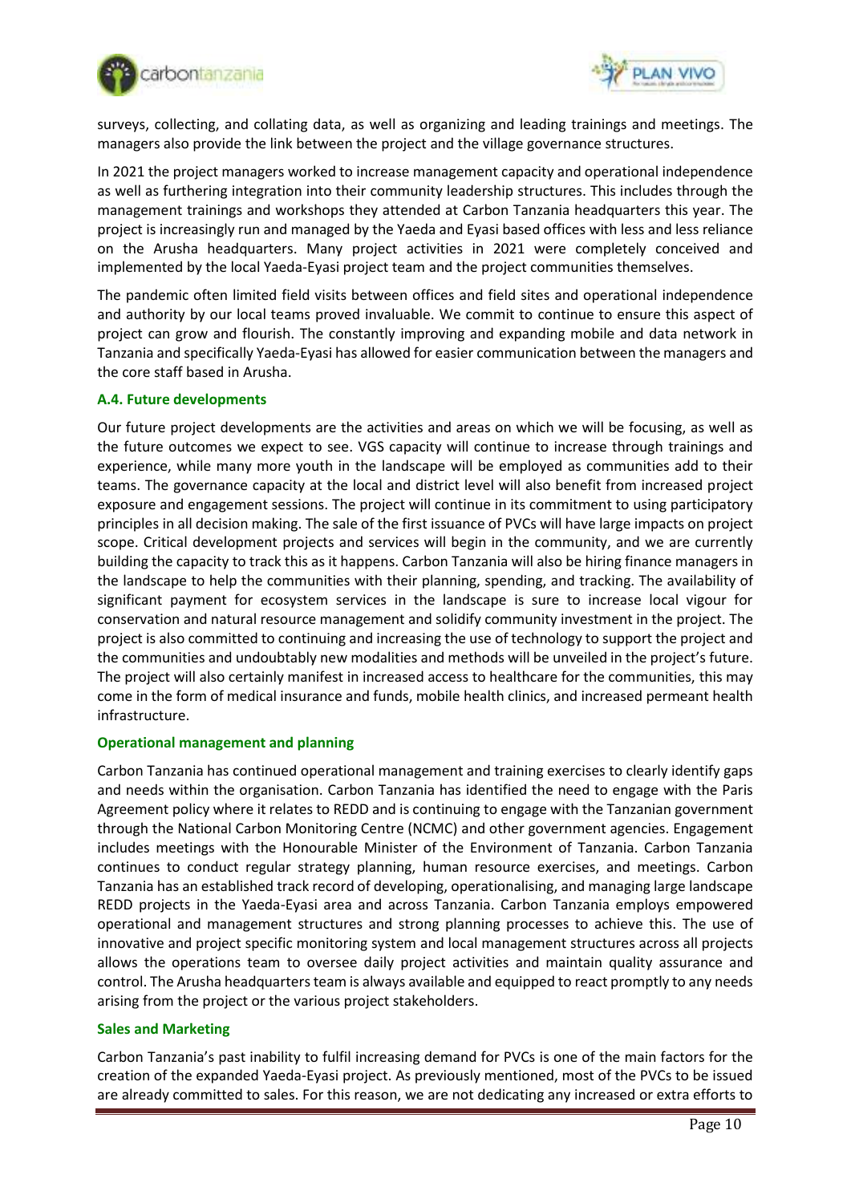surveys, collecting, and collating data, as well as organizing and leading trainings and meetings. The managers also provide the link between the project and the village governance structures.

In 2021 the project managers worked to increase management capacity and operational independence as well as furthering integration into their community leadership structures. This includes through the management trainings and workshops they attended at Carbon Tanzania headquarters this year. The project is increasingly run and managed by the Yaeda and Eyasi based offices with less and less reliance on the Arusha headquarters. Many project activities in 2021 were completely conceived and implemented by the local Yaeda-Eyasi project team and the project communities themselves.

The pandemic often limited field visits between offices and field sites and operational independence and authority by our local teams proved invaluable. We commit to continue to ensure this aspect of project can grow and flourish. The constantly improving and expanding mobile and data network in Tanzania and specifically Yaeda-Eyasi has allowed for easier communication between the managers and the core staff based in Arusha.

### A.4. Future developments

Our future project developments are the activities and areas on which we will be focusing, as well as the future outcomes we expect to see. VGS capacity will continue to increase through trainings and experience, while many more youth in the landscape will be employed as communities add to their teams. The governance capacity at the local and district level will also benefit from increased project exposure and engagement sessions. The project will continue in its commitment to using participatory principles in all decision making. The sale of the first issuance of PVCs will have large impacts on project scope. Critical development projects and services will begin in the community, and we are currently building the capacity to track this as it happens. Carbon Tanzania will also be hiring finance managers in the landscape to help the communities with their planning, spending, and tracking. The availability of significant payment for ecosystem services in the landscape is sure to increase local vigour for conservation and natural resource management and solidify community investment in the project. The project is also committed to continuing and increasing the use of technology to support the project and the communities and undoubtably new modalities and methods will be unveiled in the project's future. The project will also certainly manifest in increased access to healthcare for the communities, this may come in the form of medical insurance and funds, mobile health clinics, and increased permeant health infrastructure.

#### Operational management and planning

Carbon Tanzania has continued operational management and training exercises to clearly identify gaps and needs within the organisation. Carbon Tanzania has identified the need to engage with the Paris Agreement policy where it relates to REDD and is continuing to engage with the Tanzanian government through the National Carbon Monitoring Centre (NCMC) and other government agencies. Engagement includes meetings with the Honourable Minister of the Environment of Tanzania. Carbon Tanzania continues to conduct regular strategy planning, human resource exercises, and meetings. Carbon Tanzania has an established track record of developing, operationalising, and managing large landscape REDD projects in the Yaeda-Eyasi area and across Tanzania. Carbon Tanzania employs empowered operational and management structures and strong planning processes to achieve this. The use of innovative and project specific monitoring system and local management structures across all projects allows the operations team to oversee daily project activities and maintain quality assurance and control. The Arusha headquarters team is always available and equipped to react promptly to any needs arising from the project or the various project stakeholders.

#### Sales and Marketing

Carbon Tanzania's past inability to fulfil increasing demand for PVCs is one of the main factors for the creation of the expanded Yaeda-Eyasi project. As previously mentioned, most of the PVCs to be issued are already committed to sales. For this reason, we are not dedicating any increased or extra efforts to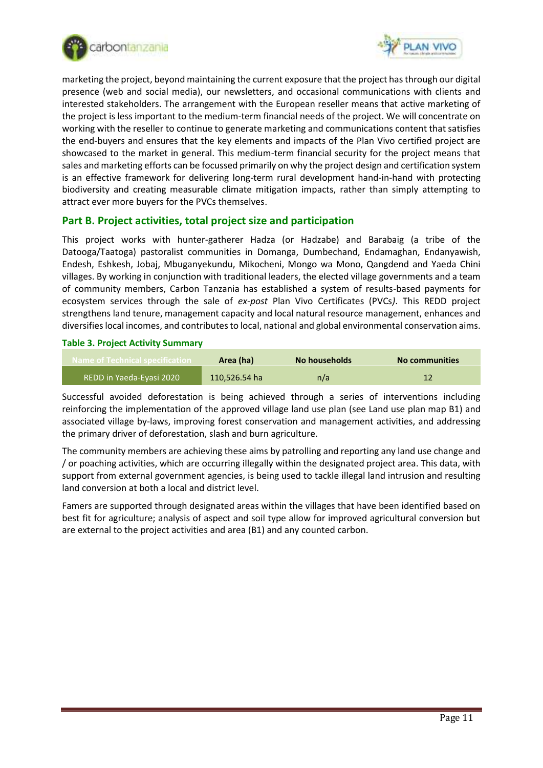marketing the project, beyond maintaining the current exposure that the project has through our digital presence (web and social media), our newsletters, and occasional communications with clients and interested stakeholders. The arrangement with the European reseller means that active marketing of the project is less important to the medium-term financial needs of the project. We will concentrate on working with the reseller to continue to generate marketing and communications content that satisfies the end-buyers and ensures that the key elements and impacts of the Plan Vivo certified project are showcased to the market in general. This medium-term financial security for the project means that sales and marketing efforts can be focussed primarily on why the project design and certification system is an effective framework for delivering long-term rural development hand-in-hand with protecting biodiversity and creating measurable climate mitigation impacts, rather than simply attempting to attract ever more buyers for the PVCs themselves.

## Part B. Project activities, total project size and participation

This project works with hunter-gatherer Hadza (or Hadzabe) and Barabaig (a tribe of the Datooga/Taatoga) pastoralist communities in Domanga, Dumbechand, Endamaghan, Endanyawish, Endesh, Eshkesh, Jobaj, Mbuganyekundu, Mikocheni, Mongo wa Mono, Qangdend and Yaeda Chini villages. By working in conjunction with traditional leaders, the elected village governments and a team of community members, Carbon Tanzania has established a system of results-based payments for ecosystem services through the sale of *ex-post* Plan Vivo Certificates (PVCs*)*. This REDD project strengthens land tenure, management capacity and local natural resource management, enhances and diversifies local incomes, and contributes to local, national and global environmental conservation aims.

**Table 3. Project Activity Summary**

| Name of Technical specification | Area (ha) | No households | No communities |
|---|---|---|---|
| REDD in Yaeda-Eyasi 2020 | 110,526.54 ha | n/a | 12 |

Successful avoided deforestation is being achieved through a series of interventions including reinforcing the implementation of the approved village land use plan (see Land use plan map B1) and associated village by-laws, improving forest conservation and management activities, and addressing the primary driver of deforestation, slash and burn agriculture.

The community members are achieving these aims by patrolling and reporting any land use change and / or poaching activities, which are occurring illegally within the designated project area. This data, with support from external government agencies, is being used to tackle illegal land intrusion and resulting land conversion at both a local and district level.

Famers are supported through designated areas within the villages that have been identified based on best fit for agriculture; analysis of aspect and soil type allow for improved agricultural conversion but are external to the project activities and area (B1) and any counted carbon.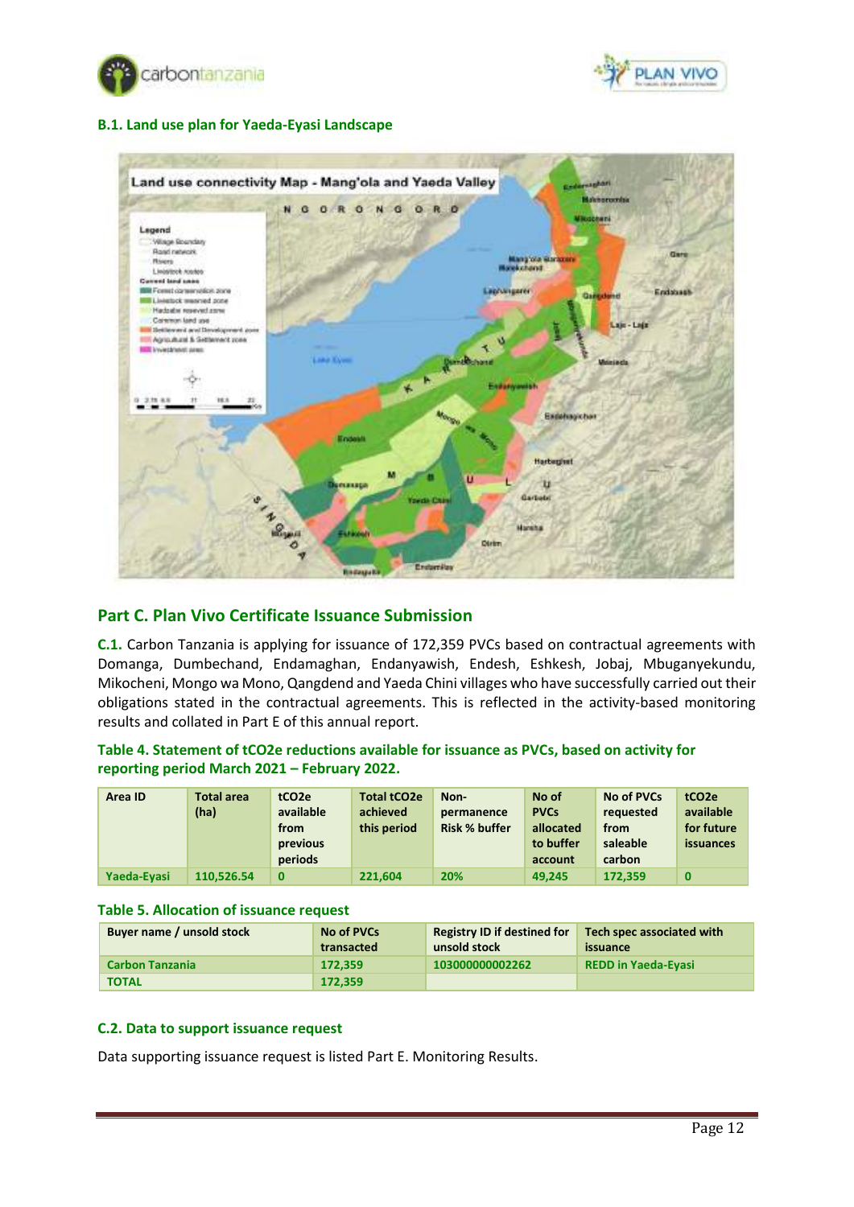### B.1. Land use plan for Yaeda-Eyasi Landscape

## Part C. Plan Vivo Certificate Issuance Submission

**C.1.** Carbon Tanzania is applying for issuance of 172,359 PVCs based on contractual agreements with Domanga, Dumbechand, Endamaghan, Endanyawish, Endesh, Eshkesh, Jobaj, Mbuganyekundu, Mikocheni, Mongo wa Mono, Qangdend and Yaeda Chini villages who have successfully carried out their obligations stated in the contractual agreements. This is reflected in the activity-based monitoring results and collated in Part E of this annual report.

**Table 4. Statement of tCO2e reductions available for issuance as PVCs, based on activity for reporting period March 2021 – February 2022.**

| Area ID | Total area (ha) | tCO2e available from previous periods | Total tCO2e achieved this period | Non-permanence Risk % buffer | No of PVCs allocated to buffer account | No of PVCs requested from saleable carbon | tCO2e available for future issuances |
|---|---|---|---|---|---|---|---|
| Yaeda-Eyasi | 110,526.54 | 0 | 221,604 | 20% | 49,245 | 172,359 | 0 |

**Table 5. Allocation of issuance request**

| Buyer name / unsold stock | No of PVCs transacted | Registry ID if destined for unsold stock | Tech spec associated with issuance |
|---|---|---|---|
| Carbon Tanzania | 172,359 | 103000000002262 | REDD in Yaeda-Eyasi |
| TOTAL | 172,359 | | |

### C.2. Data to support issuance request

Data supporting issuance request is listed Part E. Monitoring Results.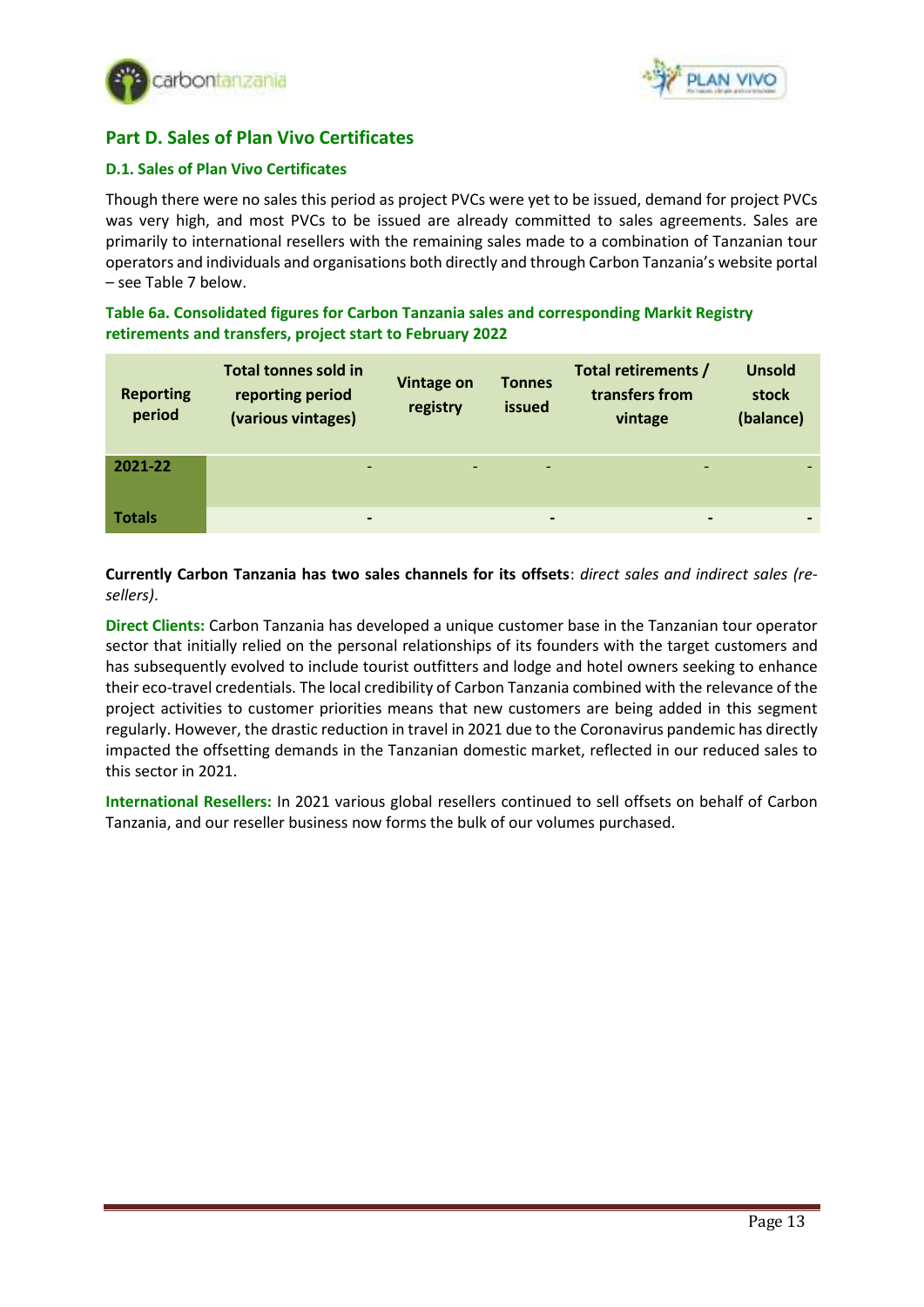## Part D. Sales of Plan Vivo Certificates

### D.1. Sales of Plan Vivo Certificates

Though there were no sales this period as project PVCs were yet to be issued, demand for project PVCs was very high, and most PVCs to be issued are already committed to sales agreements. Sales are primarily to international resellers with the remaining sales made to a combination of Tanzanian tour operators and individuals and organisations both directly and through Carbon Tanzania's website portal – see Table 7 below.

**Table 6a. Consolidated figures for Carbon Tanzania sales and corresponding Markit Registry retirements and transfers, project start to February 2022**

| Reporting period | Total tonnes sold in reporting period (various vintages) | Vintage on registry | Tonnes issued | Total retirements / transfers from vintage | Unsold stock (balance) |
|---|---|---|---|---|---|
| **2021-22** | - | - | - | - | - |
| **Totals** | **-** | | **-** | **-** | **-** |

**Currently Carbon Tanzania has two sales channels for its offsets**: *direct sales and indirect sales (re-sellers)*.

**Direct Clients:** Carbon Tanzania has developed a unique customer base in the Tanzanian tour operator sector that initially relied on the personal relationships of its founders with the target customers and has subsequently evolved to include tourist outfitters and lodge and hotel owners seeking to enhance their eco-travel credentials. The local credibility of Carbon Tanzania combined with the relevance of the project activities to customer priorities means that new customers are being added in this segment regularly. However, the drastic reduction in travel in 2021 due to the Coronavirus pandemic has directly impacted the offsetting demands in the Tanzanian domestic market, reflected in our reduced sales to this sector in 2021.

**International Resellers:** In 2021 various global resellers continued to sell offsets on behalf of Carbon Tanzania, and our reseller business now forms the bulk of our volumes purchased.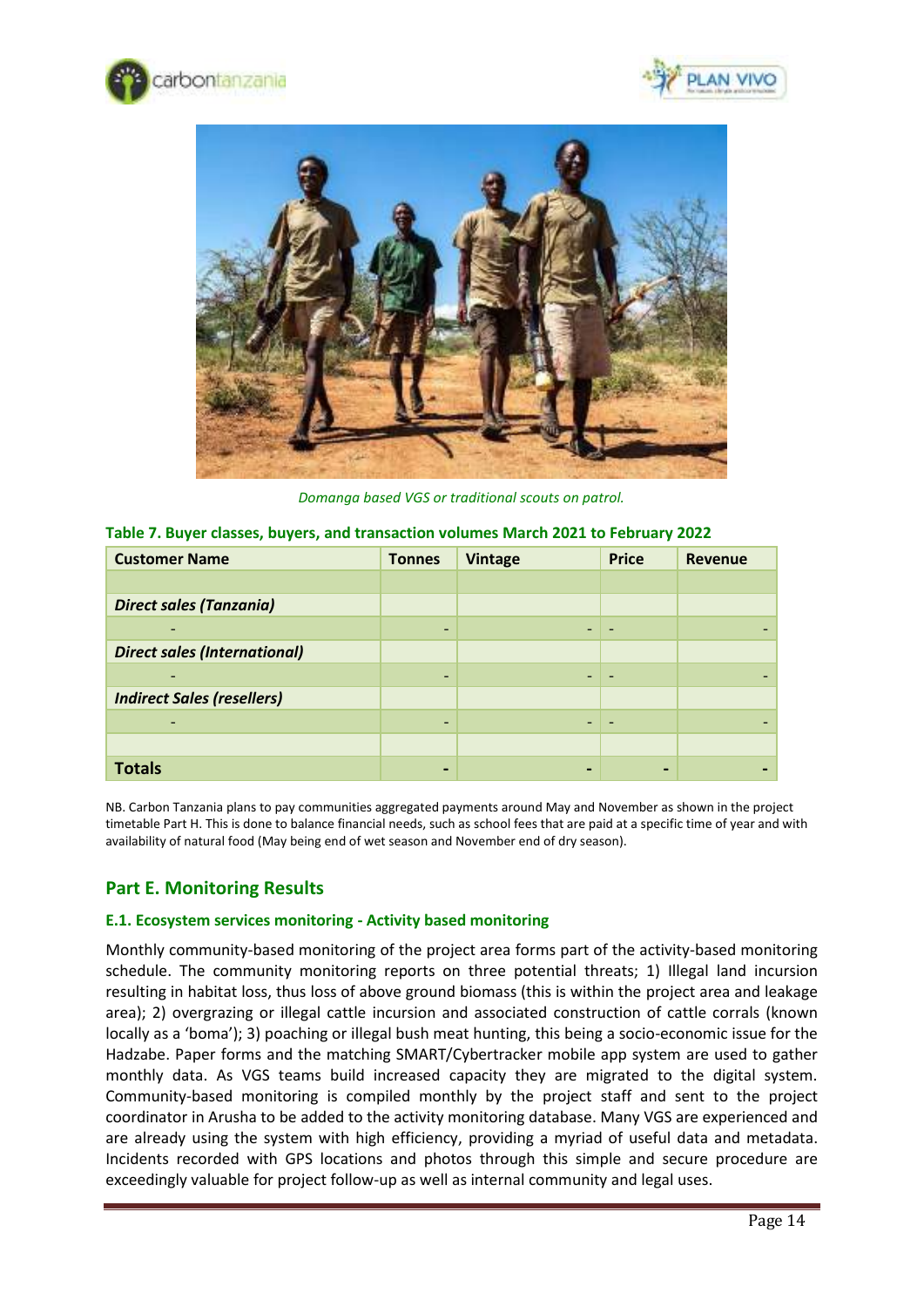Domanga based VGS or traditional scouts on patrol.

**Table 7. Buyer classes, buyers, and transaction volumes March 2021 to February 2022**

| Customer Name | Tonnes | Vintage | Price | Revenue |
|---|---|---|---|---|
| | | | | |
| ***Direct sales (Tanzania)*** | | | | |
| - | - | - | - | - |
| ***Direct sales (International)*** | | | | |
| - | - | - | - | - |
| ***Indirect Sales (resellers)*** | | | | |
| - | - | - | - | - |
| | | | | |
| **Totals** | - | - | - | - |

NB. Carbon Tanzania plans to pay communities aggregated payments around May and November as shown in the project timetable Part H. This is done to balance financial needs, such as school fees that are paid at a specific time of year and with availability of natural food (May being end of wet season and November end of dry season).

## Part E. Monitoring Results

### E.1. Ecosystem services monitoring - Activity based monitoring

Monthly community-based monitoring of the project area forms part of the activity-based monitoring schedule. The community monitoring reports on three potential threats; 1) Illegal land incursion resulting in habitat loss, thus loss of above ground biomass (this is within the project area and leakage area); 2) overgrazing or illegal cattle incursion and associated construction of cattle corrals (known locally as a 'boma'); 3) poaching or illegal bush meat hunting, this being a socio-economic issue for the Hadzabe. Paper forms and the matching SMART/Cybertracker mobile app system are used to gather monthly data. As VGS teams build increased capacity they are migrated to the digital system. Community-based monitoring is compiled monthly by the project staff and sent to the project coordinator in Arusha to be added to the activity monitoring database. Many VGS are experienced and are already using the system with high efficiency, providing a myriad of useful data and metadata. Incidents recorded with GPS locations and photos through this simple and secure procedure are exceedingly valuable for project follow-up as well as internal community and legal uses.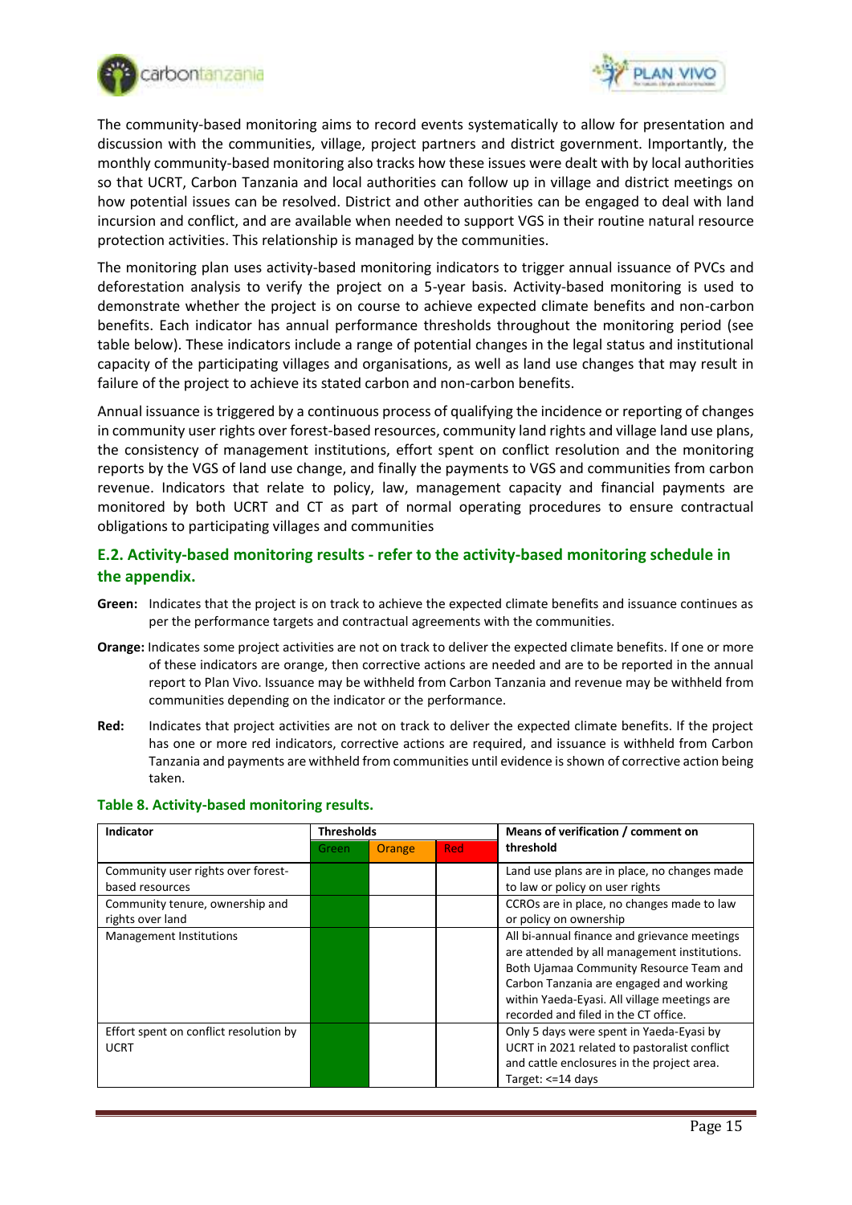The community-based monitoring aims to record events systematically to allow for presentation and discussion with the communities, village, project partners and district government. Importantly, the monthly community-based monitoring also tracks how these issues were dealt with by local authorities so that UCRT, Carbon Tanzania and local authorities can follow up in village and district meetings on how potential issues can be resolved. District and other authorities can be engaged to deal with land incursion and conflict, and are available when needed to support VGS in their routine natural resource protection activities. This relationship is managed by the communities.

The monitoring plan uses activity-based monitoring indicators to trigger annual issuance of PVCs and deforestation analysis to verify the project on a 5-year basis. Activity-based monitoring is used to demonstrate whether the project is on course to achieve expected climate benefits and non-carbon benefits. Each indicator has annual performance thresholds throughout the monitoring period (see table below). These indicators include a range of potential changes in the legal status and institutional capacity of the participating villages and organisations, as well as land use changes that may result in failure of the project to achieve its stated carbon and non-carbon benefits.

Annual issuance is triggered by a continuous process of qualifying the incidence or reporting of changes in community user rights over forest-based resources, community land rights and village land use plans, the consistency of management institutions, effort spent on conflict resolution and the monitoring reports by the VGS of land use change, and finally the payments to VGS and communities from carbon revenue. Indicators that relate to policy, law, management capacity and financial payments are monitored by both UCRT and CT as part of normal operating procedures to ensure contractual obligations to participating villages and communities

## E.2. Activity-based monitoring results - refer to the activity-based monitoring schedule in the appendix.

**Green:** Indicates that the project is on track to achieve the expected climate benefits and issuance continues as per the performance targets and contractual agreements with the communities.

**Orange:** Indicates some project activities are not on track to deliver the expected climate benefits. If one or more of these indicators are orange, then corrective actions are needed and are to be reported in the annual report to Plan Vivo. Issuance may be withheld from Carbon Tanzania and revenue may be withheld from communities depending on the indicator or the performance.

**Red:** Indicates that project activities are not on track to deliver the expected climate benefits. If the project has one or more red indicators, corrective actions are required, and issuance is withheld from Carbon Tanzania and payments are withheld from communities until evidence is shown of corrective action being taken.

**Table 8. Activity-based monitoring results.**

| Indicator | Thresholds | | | Means of verification / comment on threshold |
|---|---|---|---|---|
| | Green | Orange | Red | |
| Community user rights over forest-based resources | ✓ | | | Land use plans are in place, no changes made to law or policy on user rights |
| Community tenure, ownership and rights over land | ✓ | | | CCROs are in place, no changes made to law or policy on ownership |
| Management Institutions | ✓ | | | All bi-annual finance and grievance meetings are attended by all management institutions. Both Ujamaa Community Resource Team and Carbon Tanzania are engaged and working within Yaeda-Eyasi. All village meetings are recorded and filed in the CT office. |
| Effort spent on conflict resolution by UCRT | ✓ | | | Only 5 days were spent in Yaeda-Eyasi by UCRT in 2021 related to pastoralist conflict and cattle enclosures in the project area. Target: <=14 days |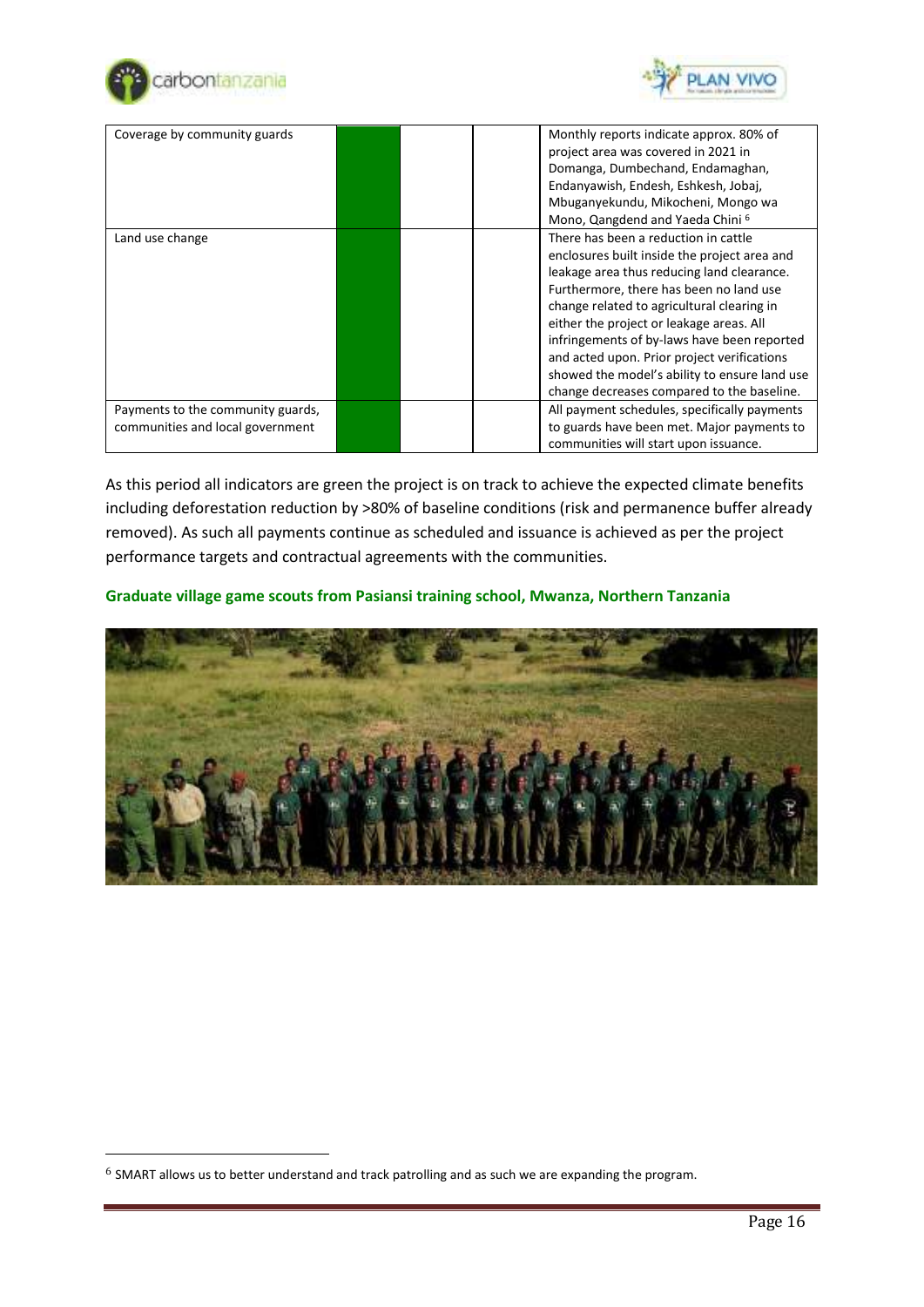| | | | | |
|---|---|---|---|---|
| Coverage by community guards | | | | Monthly reports indicate approx. 80% of project area was covered in 2021 in Domanga, Dumbechand, Endamaghan, Endanyawish, Endesh, Eshkesh, Jobaj, Mbuganyekundu, Mikocheni, Mongo wa Mono, Qangdend and Yaeda Chini [6] |
| Land use change | | | | There has been a reduction in cattle enclosures built inside the project area and leakage area thus reducing land clearance. Furthermore, there has been no land use change related to agricultural clearing in either the project or leakage areas. All infringements of by-laws have been reported and acted upon. Prior project verifications showed the model's ability to ensure land use change decreases compared to the baseline. |
| Payments to the community guards, communities and local government | | | | All payment schedules, specifically payments to guards have been met. Major payments to communities will start upon issuance. |

As this period all indicators are green the project is on track to achieve the expected climate benefits including deforestation reduction by >80% of baseline conditions (risk and permanence buffer already removed). As such all payments continue as scheduled and issuance is achieved as per the project performance targets and contractual agreements with the communities.

**Graduate village game scouts from Pasiansi training school, Mwanza, Northern Tanzania**

[6] SMART allows us to better understand and track patrolling and as such we are expanding the program.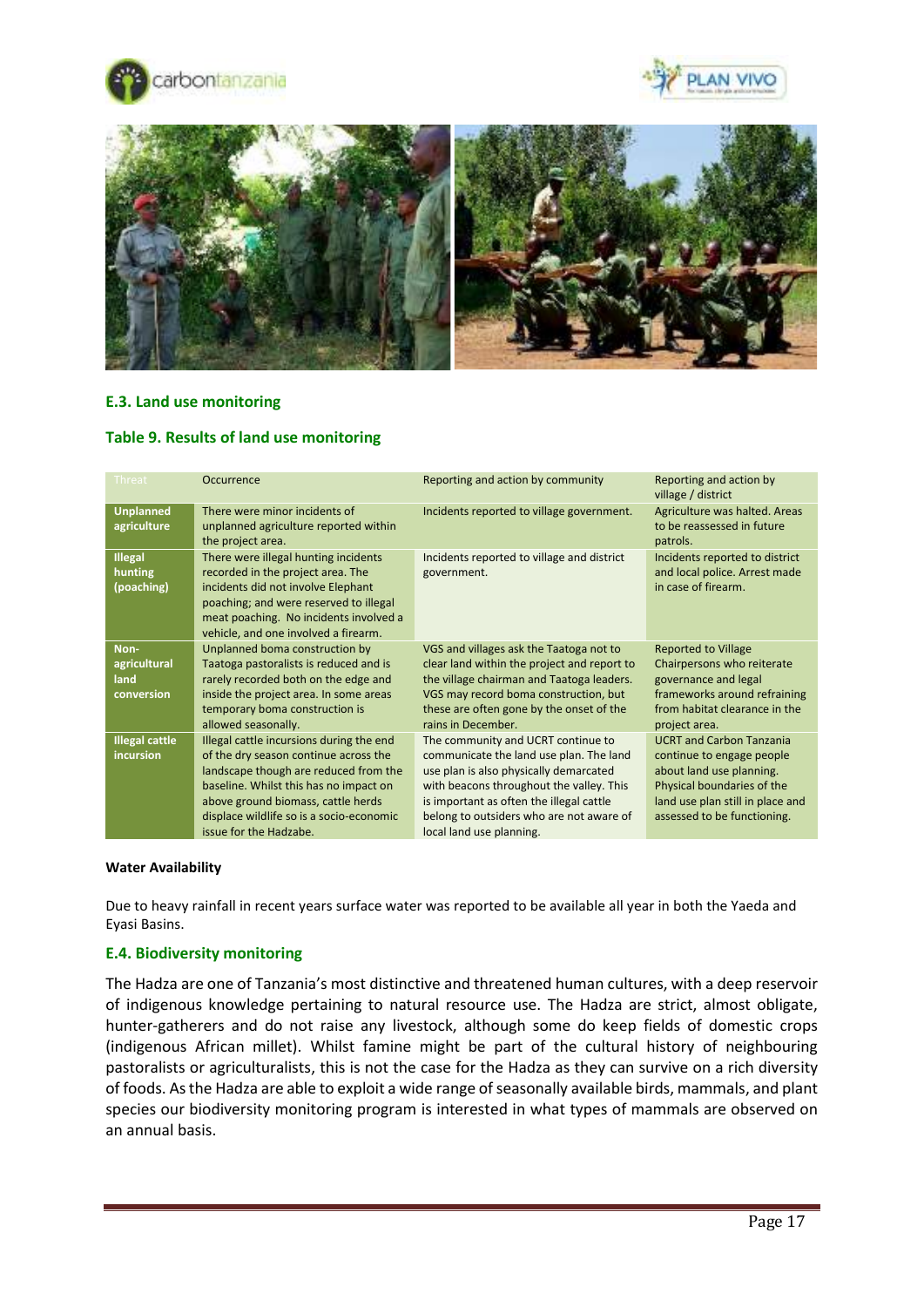## E.3. Land use monitoring

### Table 9. Results of land use monitoring

| Threat | Occurrence | Reporting and action by community | Reporting and action by village / district |
|---|---|---|---|
| **Unplanned agriculture** | There were minor incidents of unplanned agriculture reported within the project area. | Incidents reported to village government. | Agriculture was halted. Areas to be reassessed in future patrols. |
| **Illegal hunting (poaching)** | There were illegal hunting incidents recorded in the project area. The incidents did not involve Elephant poaching; and were reserved to illegal meat poaching. No incidents involved a vehicle, and one involved a firearm. | Incidents reported to village and district government. | Incidents reported to district and local police. Arrest made in case of firearm. |
| **Non-agricultural land conversion** | Unplanned boma construction by Taatoga pastoralists is reduced and is rarely recorded both on the edge and inside the project area. In some areas temporary boma construction is allowed seasonally. | VGS and villages ask the Taatoga not to clear land within the project and report to the village chairman and Taatoga leaders. VGS may record boma construction, but these are often gone by the onset of the rains in December. | Reported to Village Chairpersons who reiterate governance and legal frameworks around refraining from habitat clearance in the project area. |
| **Illegal cattle incursion** | Illegal cattle incursions during the end of the dry season continue across the landscape though are reduced from the baseline. Whilst this has no impact on above ground biomass, cattle herds displace wildlife so is a socio-economic issue for the Hadzabe. | The community and UCRT continue to communicate the land use plan. The land use plan is also physically demarcated with beacons throughout the valley. This is important as often the illegal cattle belong to outsiders who are not aware of local land use planning. | UCRT and Carbon Tanzania continue to engage people about land use planning. Physical boundaries of the land use plan still in place and assessed to be functioning. |

**Water Availability**

Due to heavy rainfall in recent years surface water was reported to be available all year in both the Yaeda and Eyasi Basins.

## E.4. Biodiversity monitoring

The Hadza are one of Tanzania's most distinctive and threatened human cultures, with a deep reservoir of indigenous knowledge pertaining to natural resource use. The Hadza are strict, almost obligate, hunter-gatherers and do not raise any livestock, although some do keep fields of domestic crops (indigenous African millet). Whilst famine might be part of the cultural history of neighbouring pastoralists or agriculturalists, this is not the case for the Hadza as they can survive on a rich diversity of foods. As the Hadza are able to exploit a wide range of seasonally available birds, mammals, and plant species our biodiversity monitoring program is interested in what types of mammals are observed on an annual basis.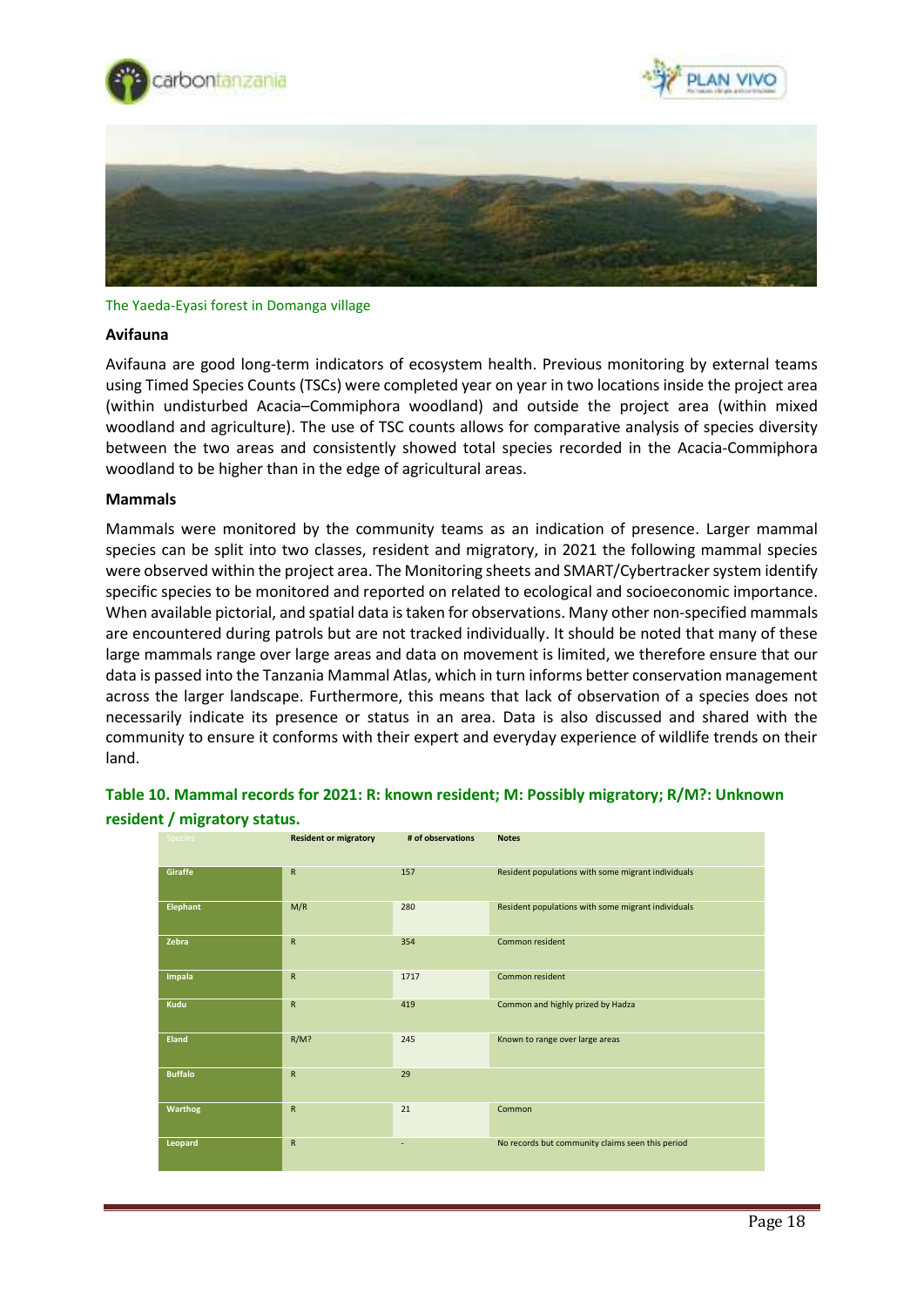The Yaeda-Eyasi forest in Domanga village

### Avifauna

Avifauna are good long-term indicators of ecosystem health. Previous monitoring by external teams using Timed Species Counts (TSCs) were completed year on year in two locations inside the project area (within undisturbed Acacia–Commiphora woodland) and outside the project area (within mixed woodland and agriculture). The use of TSC counts allows for comparative analysis of species diversity between the two areas and consistently showed total species recorded in the Acacia-Commiphora woodland to be higher than in the edge of agricultural areas.

### Mammals

Mammals were monitored by the community teams as an indication of presence. Larger mammal species can be split into two classes, resident and migratory, in 2021 the following mammal species were observed within the project area. The Monitoring sheets and SMART/Cybertracker system identify specific species to be monitored and reported on related to ecological and socioeconomic importance. When available pictorial, and spatial data is taken for observations. Many other non-specified mammals are encountered during patrols but are not tracked individually. It should be noted that many of these large mammals range over large areas and data on movement is limited, we therefore ensure that our data is passed into the Tanzania Mammal Atlas, which in turn informs better conservation management across the larger landscape. Furthermore, this means that lack of observation of a species does not necessarily indicate its presence or status in an area. Data is also discussed and shared with the community to ensure it conforms with their expert and everyday experience of wildlife trends on their land.

**Table 10. Mammal records for 2021: R: known resident; M: Possibly migratory; R/M?: Unknown resident / migratory status.**

| Species | Resident or migratory | # of observations | Notes |
|---|---|---|---|
| Giraffe | R | 157 | Resident populations with some migrant individuals |
| Elephant | M/R | 280 | Resident populations with some migrant individuals |
| Zebra | R | 354 | Common resident |
| Impala | R | 1717 | Common resident |
| Kudu | R | 419 | Common and highly prized by Hadza |
| Eland | R/M? | 245 | Known to range over large areas |
| Buffalo | R | 29 | |
| Warthog | R | 21 | Common |
| Leopard | R | - | No records but community claims seen this period |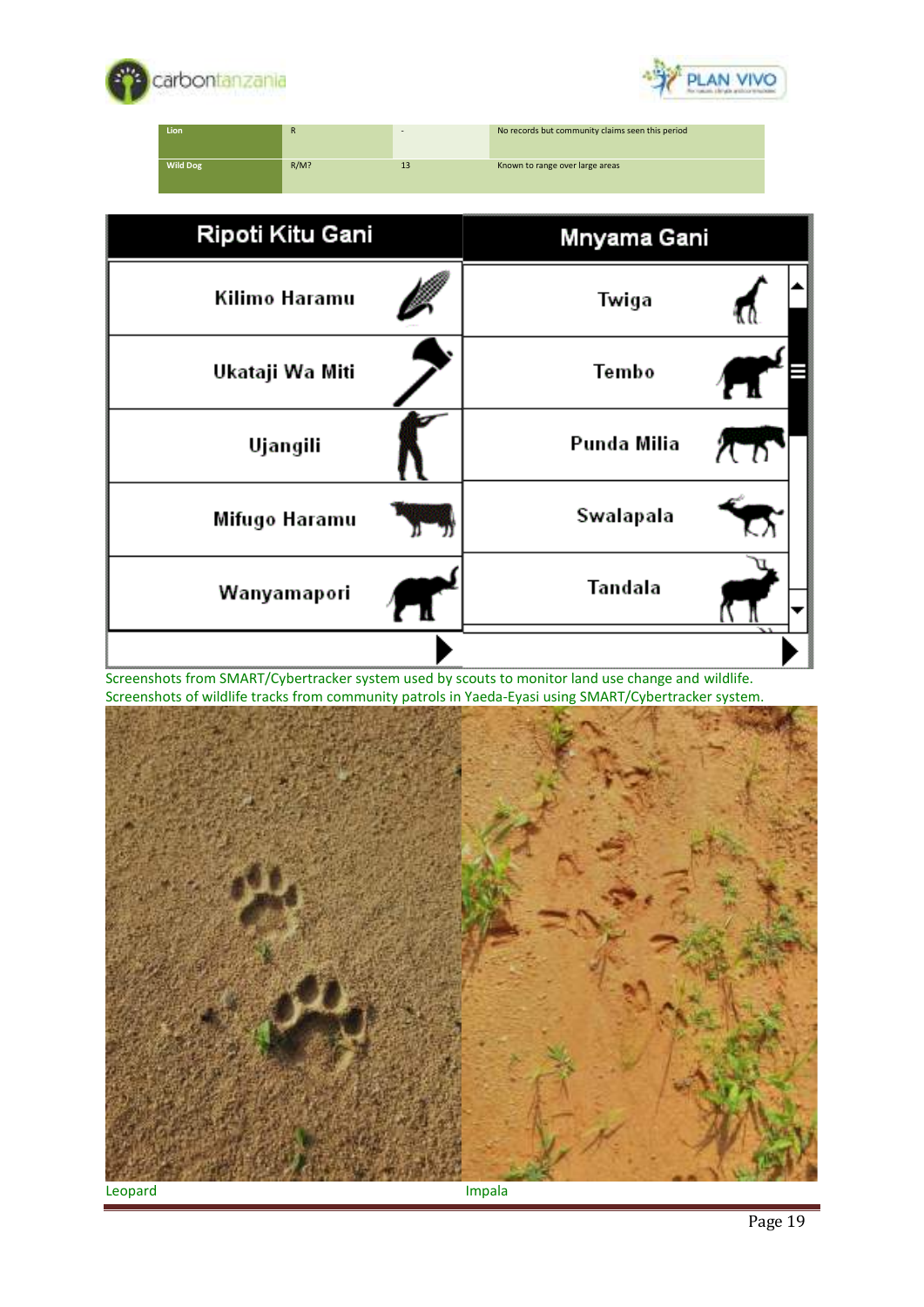| Lion | R | - | No records but community claims seen this period |
|---|---|---|---|
| Wild Dog | R/M? | 13 | Known to range over large areas |

| Ripoti Kitu Gani | Mnyama Gani |
|---|---|
| Kilimo Haramu | Twiga |
| Ukataji Wa Miti | Tembo |
| Ujangili | Punda Milia |
| Mifugo Haramu | Swalapala |
| Wanyamapori | Tandala |

Screenshots from SMART/Cybertracker system used by scouts to monitor land use change and wildlife.

Screenshots of wildlife tracks from community patrols in Yaeda-Eyasi using SMART/Cybertracker system.

Leopard

Impala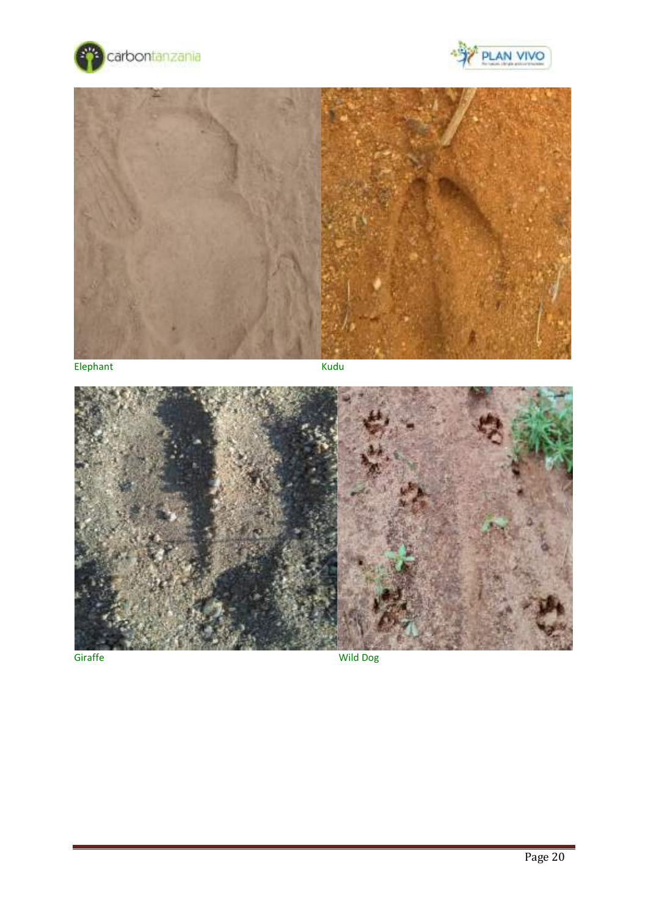Elephant

Kudu

Giraffe

Wild Dog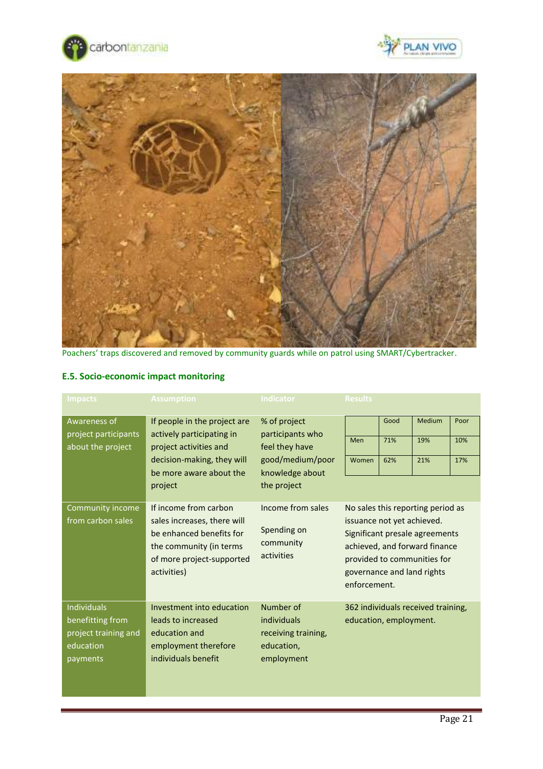Poachers' traps discovered and removed by community guards while on patrol using SMART/Cybertracker.

### E.5. Socio-economic impact monitoring

| Impacts | Assumption | Indicator | Results |
|---|---|---|---|
| Awareness of project participants about the project | If people in the project are actively participating in project activities and decision-making, they will be more aware about the project | % of project participants who feel they have good/medium/poor knowledge about the project | (Good / Medium / Poor) Men: 71% / 19% / 10%; Women: 62% / 21% / 17% |
| Community income from carbon sales | If income from carbon sales increases, there will be enhanced benefits for the community (in terms of more project-supported activities) | Income from sales<br><br>Spending on community activities | No sales this reporting period as issuance not yet achieved. Significant presale agreements achieved, and forward finance provided to communities for governance and land rights enforcement. |
| Individuals benefitting from project training and education payments | Investment into education leads to increased education and employment therefore individuals benefit | Number of individuals receiving training, education, employment | 362 individuals received training, education, employment. |

|  | Good | Medium | Poor |
|---|---|---|---|
| Men | 71% | 19% | 10% |
| Women | 62% | 21% | 17% |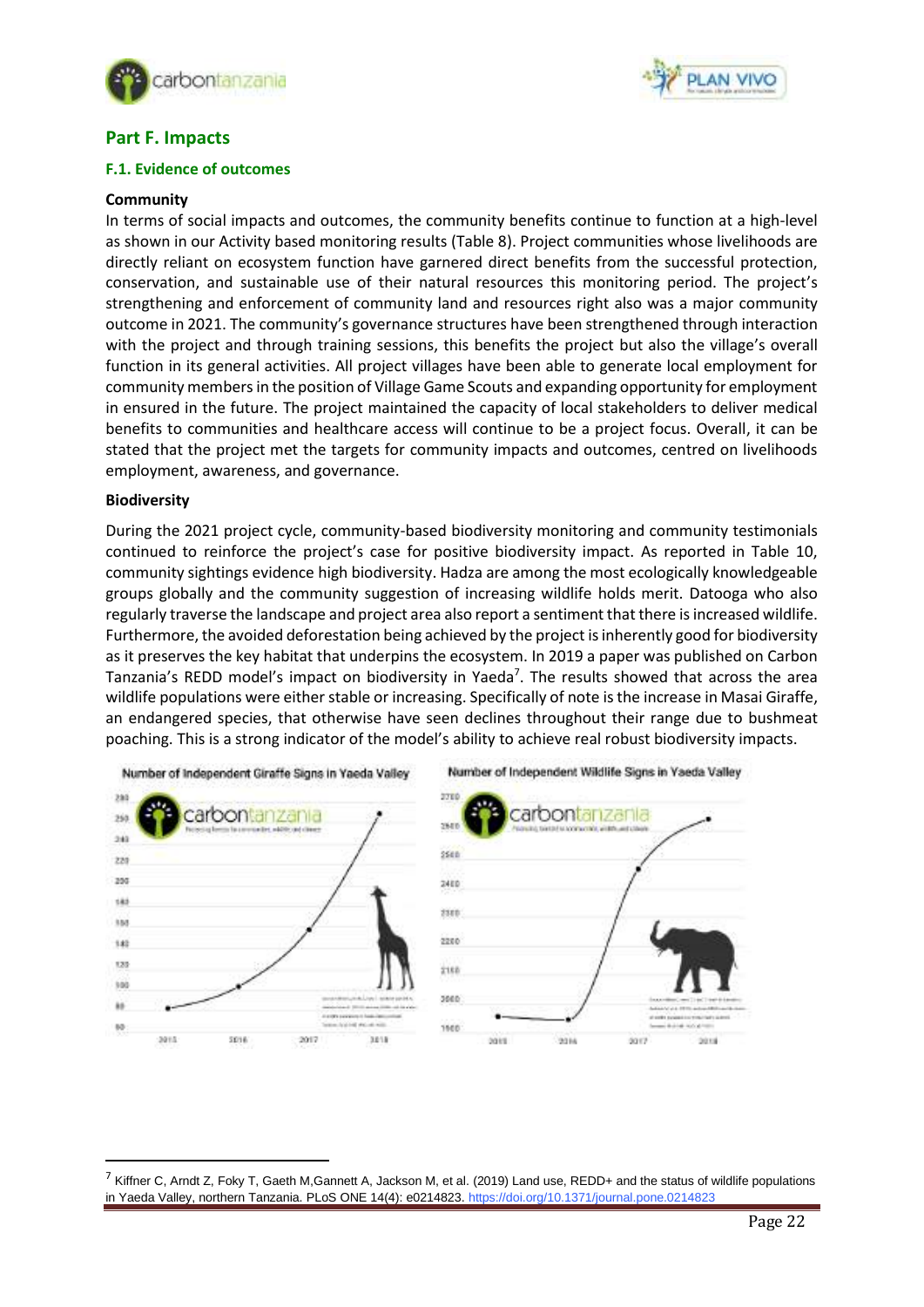## Part F. Impacts

### F.1. Evidence of outcomes

**Community**

In terms of social impacts and outcomes, the community benefits continue to function at a high-level as shown in our Activity based monitoring results (Table 8). Project communities whose livelihoods are directly reliant on ecosystem function have garnered direct benefits from the successful protection, conservation, and sustainable use of their natural resources this monitoring period. The project's strengthening and enforcement of community land and resources right also was a major community outcome in 2021. The community's governance structures have been strengthened through interaction with the project and through training sessions, this benefits the project but also the village's overall function in its general activities. All project villages have been able to generate local employment for community members in the position of Village Game Scouts and expanding opportunity for employment in ensured in the future. The project maintained the capacity of local stakeholders to deliver medical benefits to communities and healthcare access will continue to be a project focus. Overall, it can be stated that the project met the targets for community impacts and outcomes, centred on livelihoods employment, awareness, and governance.

**Biodiversity**

During the 2021 project cycle, community-based biodiversity monitoring and community testimonials continued to reinforce the project's case for positive biodiversity impact. As reported in Table 10, community sightings evidence high biodiversity. Hadza are among the most ecologically knowledgeable groups globally and the community suggestion of increasing wildlife holds merit. Datooga who also regularly traverse the landscape and project area also report a sentiment that there is increased wildlife. Furthermore, the avoided deforestation being achieved by the project is inherently good for biodiversity as it preserves the key habitat that underpins the ecosystem. In 2019 a paper was published on Carbon Tanzania's REDD model's impact on biodiversity in Yaeda[7]. The results showed that across the area wildlife populations were either stable or increasing. Specifically of note is the increase in Masai Giraffe, an endangered species, that otherwise have seen declines throughout their range due to bushmeat poaching. This is a strong indicator of the model's ability to achieve real robust biodiversity impacts.

Number of Independent Giraffe Signs in Yaeda Valley

Number of Independent Wildlife Signs in Yaeda Valley

[7] Kiffner C, Arndt Z, Foky T, Gaeth M,Gannett A, Jackson M, et al. (2019) Land use, REDD+ and the status of wildlife populations in Yaeda Valley, northern Tanzania. PLoS ONE 14(4): e0214823. https://doi.org/10.1371/journal.pone.0214823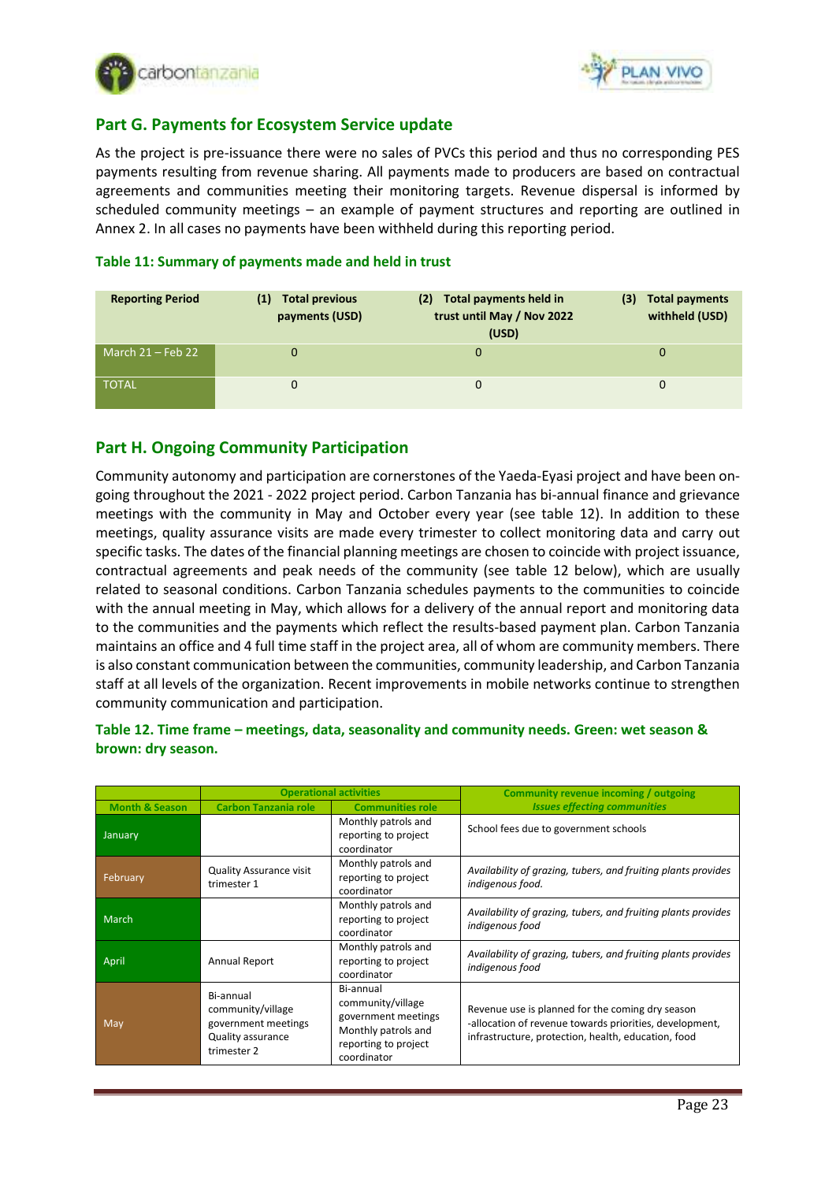## Part G. Payments for Ecosystem Service update

As the project is pre-issuance there were no sales of PVCs this period and thus no corresponding PES payments resulting from revenue sharing. All payments made to producers are based on contractual agreements and communities meeting their monitoring targets. Revenue dispersal is informed by scheduled community meetings – an example of payment structures and reporting are outlined in Annex 2. In all cases no payments have been withheld during this reporting period.

### Table 11: Summary of payments made and held in trust

| Reporting Period | (1) Total previous payments (USD) | (2) Total payments held in trust until May / Nov 2022 (USD) | (3) Total payments withheld (USD) |
|---|---|---|---|
| March 21 – Feb 22 | 0 | 0 | 0 |
| TOTAL | 0 | 0 | 0 |

## Part H. Ongoing Community Participation

Community autonomy and participation are cornerstones of the Yaeda-Eyasi project and have been ongoing throughout the 2021 - 2022 project period. Carbon Tanzania has bi-annual finance and grievance meetings with the community in May and October every year (see table 12). In addition to these meetings, quality assurance visits are made every trimester to collect monitoring data and carry out specific tasks. The dates of the financial planning meetings are chosen to coincide with project issuance, contractual agreements and peak needs of the community (see table 12 below), which are usually related to seasonal conditions. Carbon Tanzania schedules payments to the communities to coincide with the annual meeting in May, which allows for a delivery of the annual report and monitoring data to the communities and the payments which reflect the results-based payment plan. Carbon Tanzania maintains an office and 4 full time staff in the project area, all of whom are community members. There is also constant communication between the communities, community leadership, and Carbon Tanzania staff at all levels of the organization. Recent improvements in mobile networks continue to strengthen community communication and participation.

### Table 12. Time frame – meetings, data, seasonality and community needs. Green: wet season & brown: dry season.

| | Operational activities | | Community revenue incoming / outgoing |
|---|---|---|---|
| **Month & Season** | **Carbon Tanzania role** | **Communities role** | ***Issues effecting communities*** |
| January | | Monthly patrols and reporting to project coordinator | School fees due to government schools |
| February | Quality Assurance visit trimester 1 | Monthly patrols and reporting to project coordinator | *Availability of grazing, tubers, and fruiting plants provides indigenous food.* |
| March | | Monthly patrols and reporting to project coordinator | *Availability of grazing, tubers, and fruiting plants provides indigenous food* |
| April | Annual Report | Monthly patrols and reporting to project coordinator | *Availability of grazing, tubers, and fruiting plants provides indigenous food* |
| May | Bi-annual community/village government meetings Quality assurance trimester 2 | Bi-annual community/village government meetings Monthly patrols and reporting to project coordinator | Revenue use is planned for the coming dry season -allocation of revenue towards priorities, development, infrastructure, protection, health, education, food |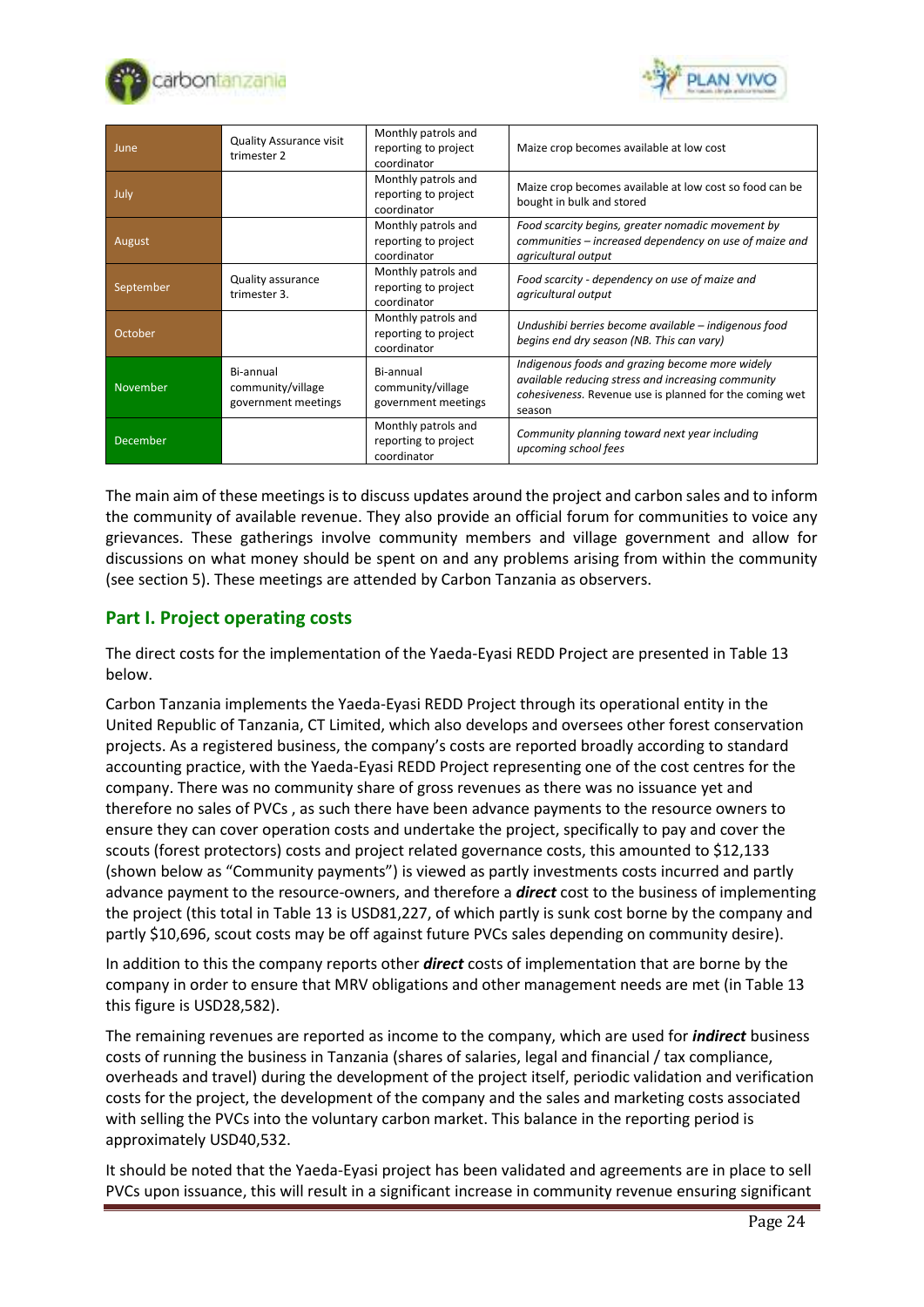| | | | |
|---|---|---|---|
| June | Quality Assurance visit trimester 2 | Monthly patrols and reporting to project coordinator | Maize crop becomes available at low cost |
| July | | Monthly patrols and reporting to project coordinator | Maize crop becomes available at low cost so food can be bought in bulk and stored |
| August | | Monthly patrols and reporting to project coordinator | *Food scarcity begins, greater nomadic movement by communities – increased dependency on use of maize and agricultural output* |
| September | Quality assurance trimester 3. | Monthly patrols and reporting to project coordinator | *Food scarcity - dependency on use of maize and agricultural output* |
| October | | Monthly patrols and reporting to project coordinator | *Undushibi berries become available – indigenous food begins end dry season (NB. This can vary)* |
| November | Bi-annual community/village government meetings | Bi-annual community/village government meetings | *Indigenous foods and grazing become more widely available reducing stress and increasing community cohesiveness.* Revenue use is planned for the coming wet season |
| December | | Monthly patrols and reporting to project coordinator | *Community planning toward next year including upcoming school fees* |

The main aim of these meetings is to discuss updates around the project and carbon sales and to inform the community of available revenue. They also provide an official forum for communities to voice any grievances. These gatherings involve community members and village government and allow for discussions on what money should be spent on and any problems arising from within the community (see section 5). These meetings are attended by Carbon Tanzania as observers.

## Part I. Project operating costs

The direct costs for the implementation of the Yaeda-Eyasi REDD Project are presented in Table 13 below.

Carbon Tanzania implements the Yaeda-Eyasi REDD Project through its operational entity in the United Republic of Tanzania, CT Limited, which also develops and oversees other forest conservation projects. As a registered business, the company's costs are reported broadly according to standard accounting practice, with the Yaeda-Eyasi REDD Project representing one of the cost centres for the company. There was no community share of gross revenues as there was no issuance yet and therefore no sales of PVCs , as such there have been advance payments to the resource owners to ensure they can cover operation costs and undertake the project, specifically to pay and cover the scouts (forest protectors) costs and project related governance costs, this amounted to $12,133 (shown below as "Community payments") is viewed as partly investments costs incurred and partly advance payment to the resource-owners, and therefore a ***direct*** cost to the business of implementing the project (this total in Table 13 is USD81,227, of which partly is sunk cost borne by the company and partly $10,696, scout costs may be off against future PVCs sales depending on community desire).

In addition to this the company reports other ***direct*** costs of implementation that are borne by the company in order to ensure that MRV obligations and other management needs are met (in Table 13 this figure is USD28,582).

The remaining revenues are reported as income to the company, which are used for ***indirect*** business costs of running the business in Tanzania (shares of salaries, legal and financial / tax compliance, overheads and travel) during the development of the project itself, periodic validation and verification costs for the project, the development of the company and the sales and marketing costs associated with selling the PVCs into the voluntary carbon market. This balance in the reporting period is approximately USD40,532.

It should be noted that the Yaeda-Eyasi project has been validated and agreements are in place to sell PVCs upon issuance, this will result in a significant increase in community revenue ensuring significant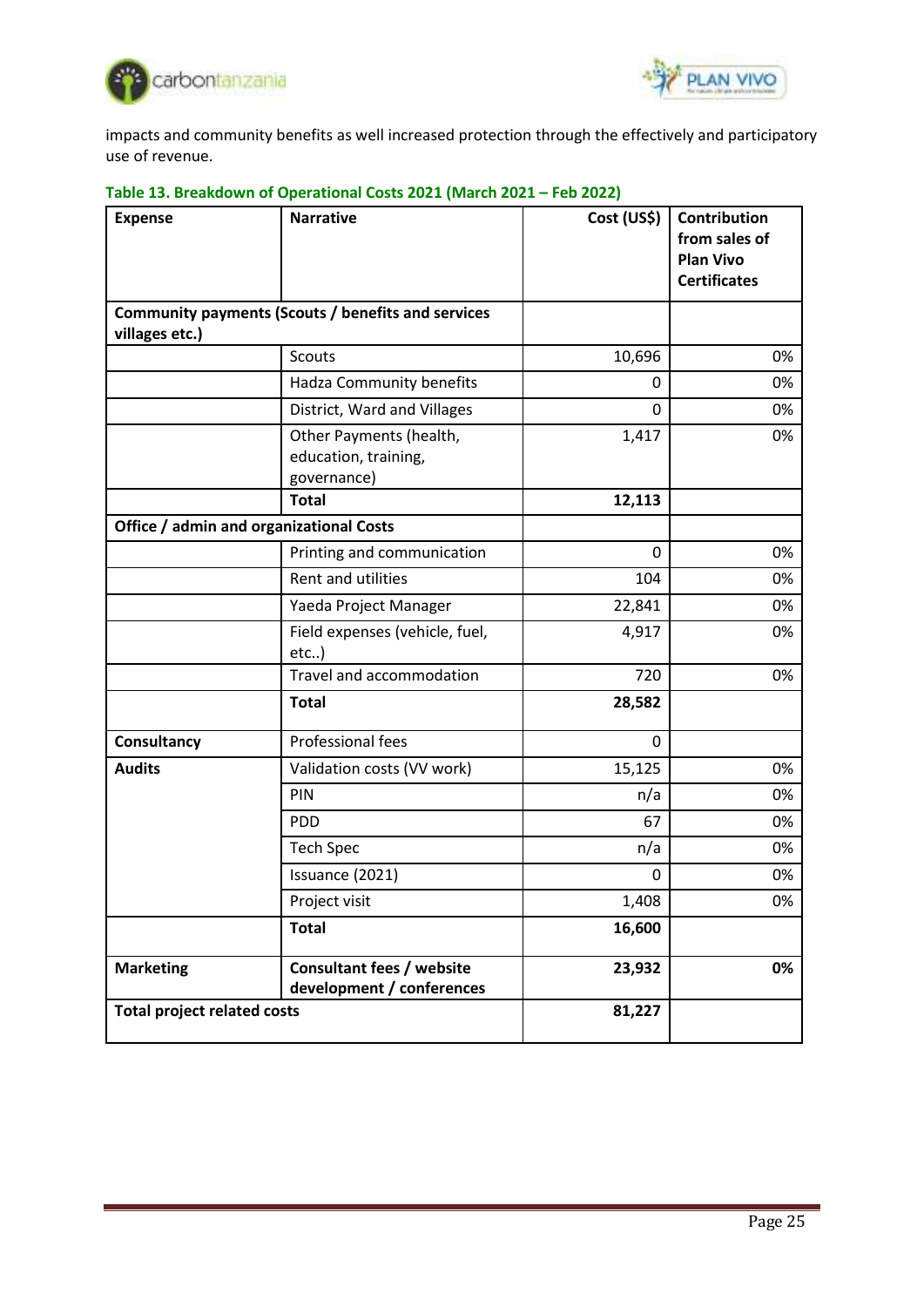impacts and community benefits as well increased protection through the effectively and participatory use of revenue.

**Table 13. Breakdown of Operational Costs 2021 (March 2021 – Feb 2022)**

| **Expense** | **Narrative** | **Cost (US$)** | **Contribution from sales of Plan Vivo Certificates** |
|---|---|---|---|
| **Community payments (Scouts / benefits and services villages etc.)** | | | |
| | Scouts | 10,696 | 0% |
| | Hadza Community benefits | 0 | 0% |
| | District, Ward and Villages | 0 | 0% |
| | Other Payments (health, education, training, governance) | 1,417 | 0% |
| | **Total** | **12,113** | |
| **Office / admin and organizational Costs** | | | |
| | Printing and communication | 0 | 0% |
| | Rent and utilities | 104 | 0% |
| | Yaeda Project Manager | 22,841 | 0% |
| | Field expenses (vehicle, fuel, etc..) | 4,917 | 0% |
| | Travel and accommodation | 720 | 0% |
| | **Total** | **28,582** | |
| **Consultancy** | Professional fees | 0 | |
| **Audits** | Validation costs (VV work) | 15,125 | 0% |
| | PIN | n/a | 0% |
| | PDD | 67 | 0% |
| | Tech Spec | n/a | 0% |
| | Issuance (2021) | 0 | 0% |
| | Project visit | 1,408 | 0% |
| | **Total** | **16,600** | |
| **Marketing** | **Consultant fees / website development / conferences** | **23,932** | **0%** |
| **Total project related costs** | | **81,227** | |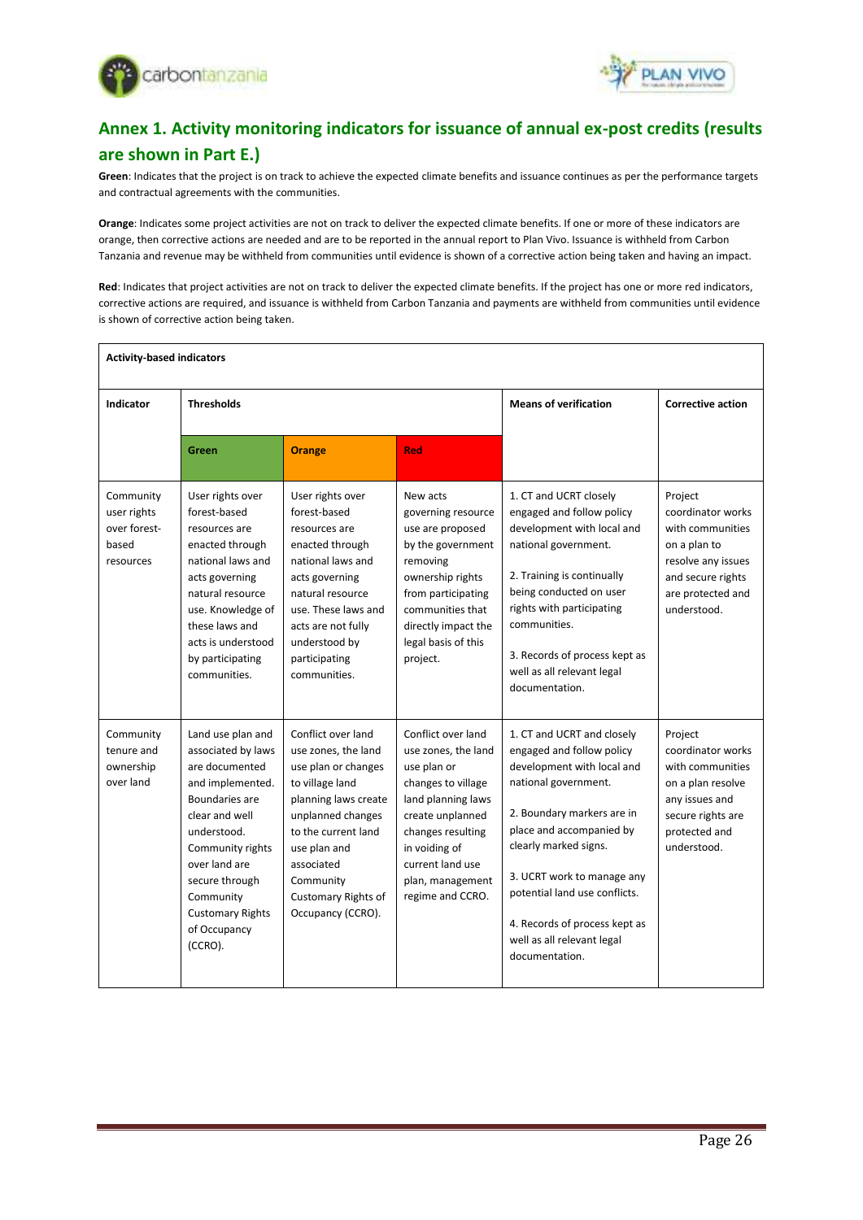## Annex 1. Activity monitoring indicators for issuance of annual ex-post credits (results are shown in Part E.)

**Green**: Indicates that the project is on track to achieve the expected climate benefits and issuance continues as per the performance targets and contractual agreements with the communities.

**Orange**: Indicates some project activities are not on track to deliver the expected climate benefits. If one or more of these indicators are orange, then corrective actions are needed and are to be reported in the annual report to Plan Vivo. Issuance is withheld from Carbon Tanzania and revenue may be withheld from communities until evidence is shown of a corrective action being taken and having an impact.

**Red**: Indicates that project activities are not on track to deliver the expected climate benefits. If the project has one or more red indicators, corrective actions are required, and issuance is withheld from Carbon Tanzania and payments are withheld from communities until evidence is shown of corrective action being taken.

| **Activity-based indicators** | | | | | |
|---|---|---|---|---|---|
| **Indicator** | **Thresholds** | | | **Means of verification** | **Corrective action** |
| | **Green** | **Orange** | **Red** | | |
| Community user rights over forest-based resources | User rights over forest-based resources are enacted through national laws and acts governing natural resource use. Knowledge of these laws and acts is understood by participating communities. | User rights over forest-based resources are enacted through national laws and acts governing natural resource use. These laws and acts are not fully understood by participating communities. | New acts governing resource use are proposed by the government removing ownership rights from participating communities that directly impact the legal basis of this project. | 1. CT and UCRT closely engaged and follow policy development with local and national government.<br><br>2. Training is continually being conducted on user rights with participating communities.<br><br>3. Records of process kept as well as all relevant legal documentation. | Project coordinator works with communities on a plan to resolve any issues and secure rights are protected and understood. |
| Community tenure and ownership over land | Land use plan and associated by laws are documented and implemented. Boundaries are clear and well understood. Community rights over land are secure through Community Customary Rights of Occupancy (CCRO). | Conflict over land use zones, the land use plan or changes to village land planning laws create unplanned changes to the current land use plan and associated Community Customary Rights of Occupancy (CCRO). | Conflict over land use zones, the land use plan or changes to village land planning laws create unplanned changes resulting in voiding of current land use plan, management regime and CCRO. | 1. CT and UCRT and closely engaged and follow policy development with local and national government.<br><br>2. Boundary markers are in place and accompanied by clearly marked signs.<br><br>3. UCRT work to manage any potential land use conflicts.<br><br>4. Records of process kept as well as all relevant legal documentation. | Project coordinator works with communities on a plan resolve any issues and secure rights are protected and understood. |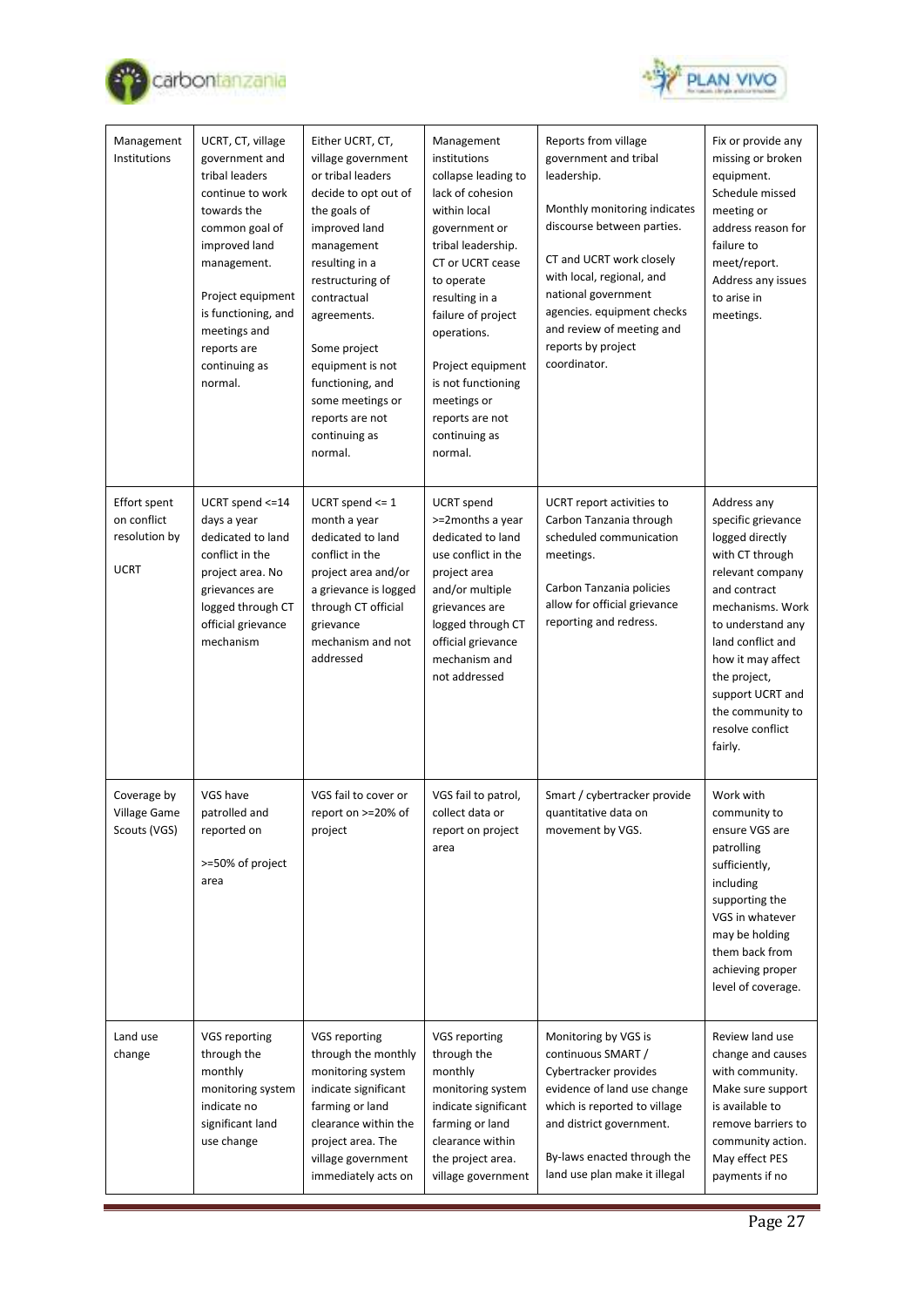| Management Institutions | UCRT, CT, village government and tribal leaders continue to work towards the common goal of improved land management.<br><br>Project equipment is functioning, and meetings and reports are continuing as normal. | Either UCRT, CT, village government or tribal leaders decide to opt out of the goals of improved land management resulting in a restructuring of contractual agreements.<br><br>Some project equipment is not functioning, and some meetings or reports are not continuing as normal. | Management institutions collapse leading to lack of cohesion within local government or tribal leadership. CT or UCRT cease to operate resulting in a failure of project operations.<br><br>Project equipment is not functioning meetings or reports are not continuing as normal. | Reports from village government and tribal leadership.<br><br>Monthly monitoring indicates discourse between parties.<br><br>CT and UCRT work closely with local, regional, and national government agencies. equipment checks and review of meeting and reports by project coordinator. | Fix or provide any missing or broken equipment. Schedule missed meeting or address reason for failure to meet/report. Address any issues to arise in meetings. |
|---|---|---|---|---|---|
| Effort spent on conflict resolution by UCRT | UCRT spend <=14 days a year dedicated to land conflict in the project area. No grievances are logged through CT official grievance mechanism | UCRT spend <= 1 month a year dedicated to land conflict in the project area and/or a grievance is logged through CT official grievance mechanism and not addressed | UCRT spend >=2months a year dedicated to land use conflict in the project area and/or multiple grievances are logged through CT official grievance mechanism and not addressed | UCRT report activities to Carbon Tanzania through scheduled communication meetings.<br><br>Carbon Tanzania policies allow for official grievance reporting and redress. | Address any specific grievance logged directly with CT through relevant company and contract mechanisms. Work to understand any land conflict and how it may affect the project, support UCRT and the community to resolve conflict fairly. |
| Coverage by Village Game Scouts (VGS) | VGS have patrolled and reported on<br><br>>=50% of project area | VGS fail to cover or report on >=20% of project | VGS fail to patrol, collect data or report on project area | Smart / cybertracker provide quantitative data on movement by VGS. | Work with community to ensure VGS are patrolling sufficiently, including supporting the VGS in whatever may be holding them back from achieving proper level of coverage. |
| Land use change | VGS reporting through the monthly monitoring system indicate no significant land use change | VGS reporting through the monthly monitoring system indicate significant farming or land clearance within the project area. The village government immediately acts on | VGS reporting through the monthly monitoring system indicate significant farming or land clearance within the project area. village government | Monitoring by VGS is continuous SMART / Cybertracker provides evidence of land use change which is reported to village and district government.<br><br>By-laws enacted through the land use plan make it illegal | Review land use change and causes with community. Make sure support is available to remove barriers to community action. May effect PES payments if no |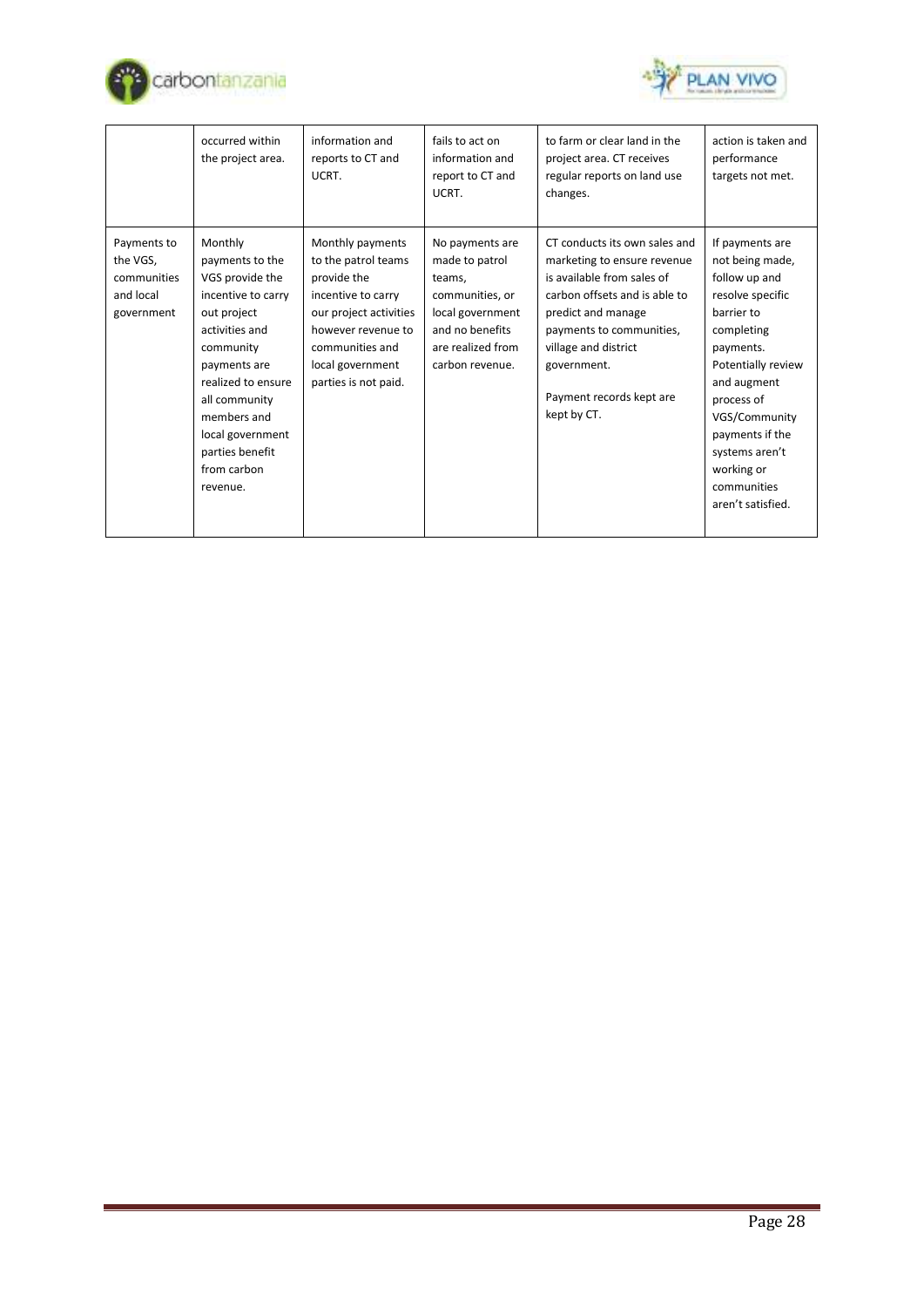| | | | | | |
|---|---|---|---|---|---|
| | occurred within the project area. | information and reports to CT and UCRT. | fails to act on information and report to CT and UCRT. | to farm or clear land in the project area. CT receives regular reports on land use changes. | action is taken and performance targets not met. |
| Payments to the VGS, communities and local government | Monthly payments to the VGS provide the incentive to carry out project activities and community payments are realized to ensure all community members and local government parties benefit from carbon revenue. | Monthly payments to the patrol teams provide the incentive to carry our project activities however revenue to communities and local government parties is not paid. | No payments are made to patrol teams, communities, or local government and no benefits are realized from carbon revenue. | CT conducts its own sales and marketing to ensure revenue is available from sales of carbon offsets and is able to predict and manage payments to communities, village and district government.<br><br>Payment records kept are kept by CT. | If payments are not being made, follow up and resolve specific barrier to completing payments. Potentially review and augment process of VGS/Community payments if the systems aren't working or communities aren't satisfied. |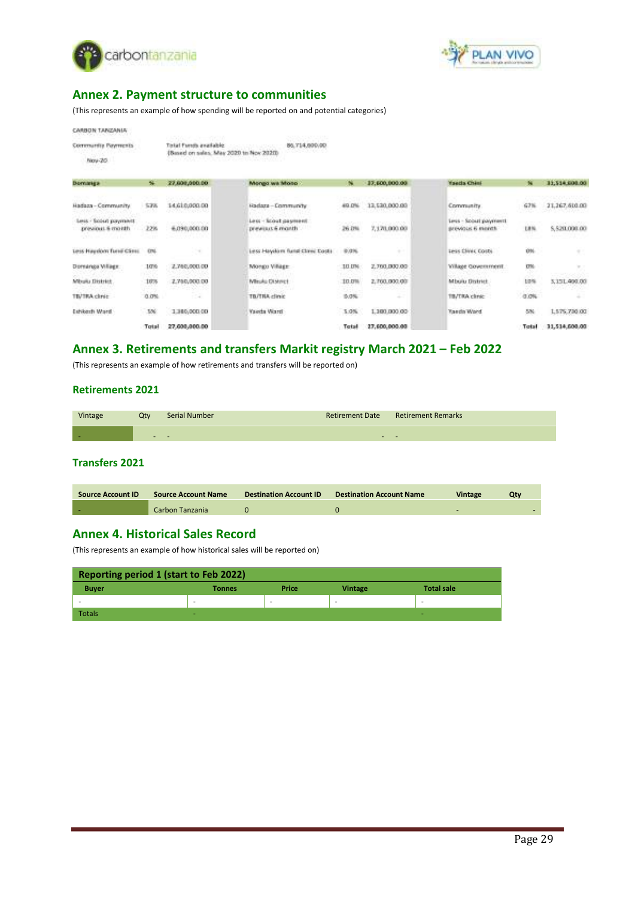## Annex 2. Payment structure to communities

(This represents an example of how spending will be reported on and potential categories)

CARBON TANZANIA

Community Payments

Nov-20

Total Funds available
(Based on sales, May 2020 to Nov 2020)

86,714,600.00

| Domanga | % | 27,600,000.00 | | Mongo wa Mono | % | 27,600,000.00 | | Yaeda Chini | % | 31,514,600.00 |
|---|---|---|---|---|---|---|---|---|---|---|
| Hadaza - Community | 53% | 14,610,000.00 | | Hadaza – Community | 49.0% | 13,530,000.00 | | Community | 67% | 21,267,610.00 |
| Less - Scout payment previous 6 month | 22% | 6,090,000.00 | | Less - Scout payment previous 6 month | 26.0% | 7,170,000.00 | | Less - Scout payment previous 6 month | 18% | 5,520,000.00 |
| Less Haydom fund Clinic | 0% | - | | Less Haydom fund Clinic Costs | 0.0% | - | | Less Clinic Costs | 0% | - |
| Domanga Village | 10% | 2,760,000.00 | | Mongo Village | 10.0% | 2,760,000.00 | | Village Government | 0% | - |
| Mbulu District | 10% | 2,760,000.00 | | Mbulu District | 10.0% | 2,760,000.00 | | Mbulu District | 10% | 3,151,460.00 |
| TB/TRA clinic | 0.0% | - | | TB/TRA clinic | 0.0% | - | | TB/TRA clinic | 0.0% | - |
| Eshkesh Ward | 5% | 1,380,000.00 | | Yaeda Ward | 5.0% | 1,380,000.00 | | Yaeda Ward | 5% | 1,575,730.00 |
| | Total | 27,600,000.00 | | | Total | 27,600,000.00 | | | Total | 31,514,600.00 |

## Annex 3. Retirements and transfers Markit registry March 2021 – Feb 2022

(This represents an example of how retirements and transfers will be reported on)

### Retirements 2021

| Vintage | Qty | Serial Number | Retirement Date | Retirement Remarks |
|---|---|---|---|---|
| - | - | - | - | - |

### Transfers 2021

| Source Account ID | Source Account Name | Destination Account ID | Destination Account Name | Vintage | Qty |
|---|---|---|---|---|---|
| - | Carbon Tanzania | 0 | 0 | - | - |

## Annex 4. Historical Sales Record

(This represents an example of how historical sales will be reported on)

| Reporting period 1 (start to Feb 2022) | | | | |
|---|---|---|---|---|
| **Buyer** | **Tonnes** | **Price** | **Vintage** | **Total sale** |
| - | - | - | - | - |
| Totals | - | | | - |